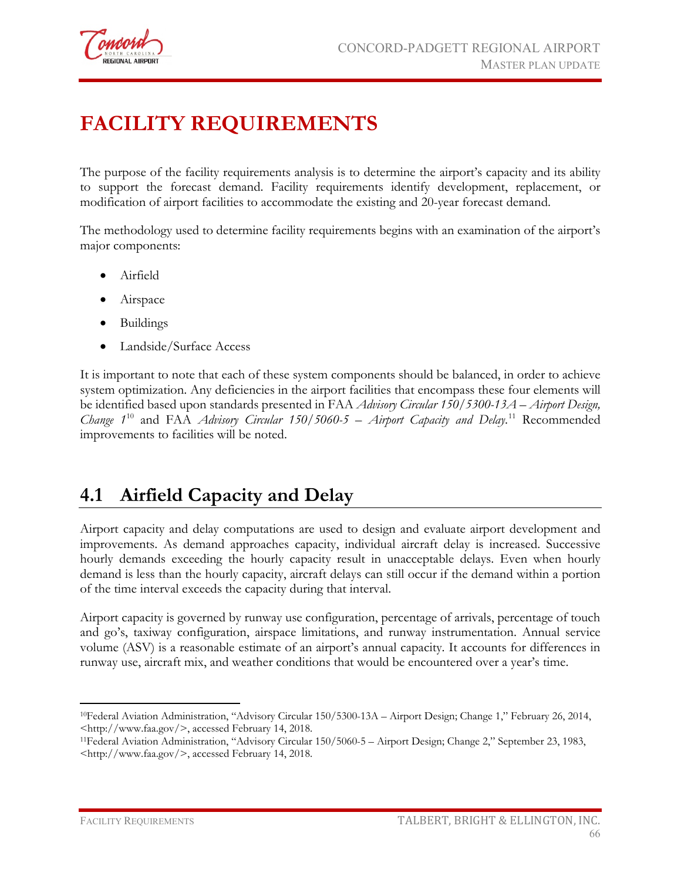# FACILITY REQUIREMENTS

The purpose of the facility requirements analysis is to determine the airport's capacity and its ability to support the forecast demand. Facility requirements identify development, replacement, or modification of airport facilities to accommodate the existing and 20-year forecast demand.

The methodology used to determine facility requirements begins with an examination of the airport's major components:

- Airfield
- Airspace
- Buildings
- Landside/Surface Access

It is important to note that each of these system components should be balanced, in order to achieve system optimization. Any deficiencies in the airport facilities that encompass these four elements will be identified based upon standards presented in FAA *Advisory Circular 150/5300-13A – Airport Design, Change 1*[10] and FAA *Advisory Circular 150/5060-5 – Airport Capacity and Delay.*[11] Recommended improvements to facilities will be noted.

## 4.1 Airfield Capacity and Delay

Airport capacity and delay computations are used to design and evaluate airport development and improvements. As demand approaches capacity, individual aircraft delay is increased. Successive hourly demands exceeding the hourly capacity result in unacceptable delays. Even when hourly demand is less than the hourly capacity, aircraft delays can still occur if the demand within a portion of the time interval exceeds the capacity during that interval.

Airport capacity is governed by runway use configuration, percentage of arrivals, percentage of touch and go's, taxiway configuration, airspace limitations, and runway instrumentation. Annual service volume (ASV) is a reasonable estimate of an airport's annual capacity. It accounts for differences in runway use, aircraft mix, and weather conditions that would be encountered over a year's time.

---

[10] Federal Aviation Administration, "Advisory Circular 150/5300-13A – Airport Design; Change 1," February 26, 2014, <http://www.faa.gov/>, accessed February 14, 2018.

[11] Federal Aviation Administration, "Advisory Circular 150/5060-5 – Airport Design; Change 2," September 23, 1983, <http://www.faa.gov/>, accessed February 14, 2018.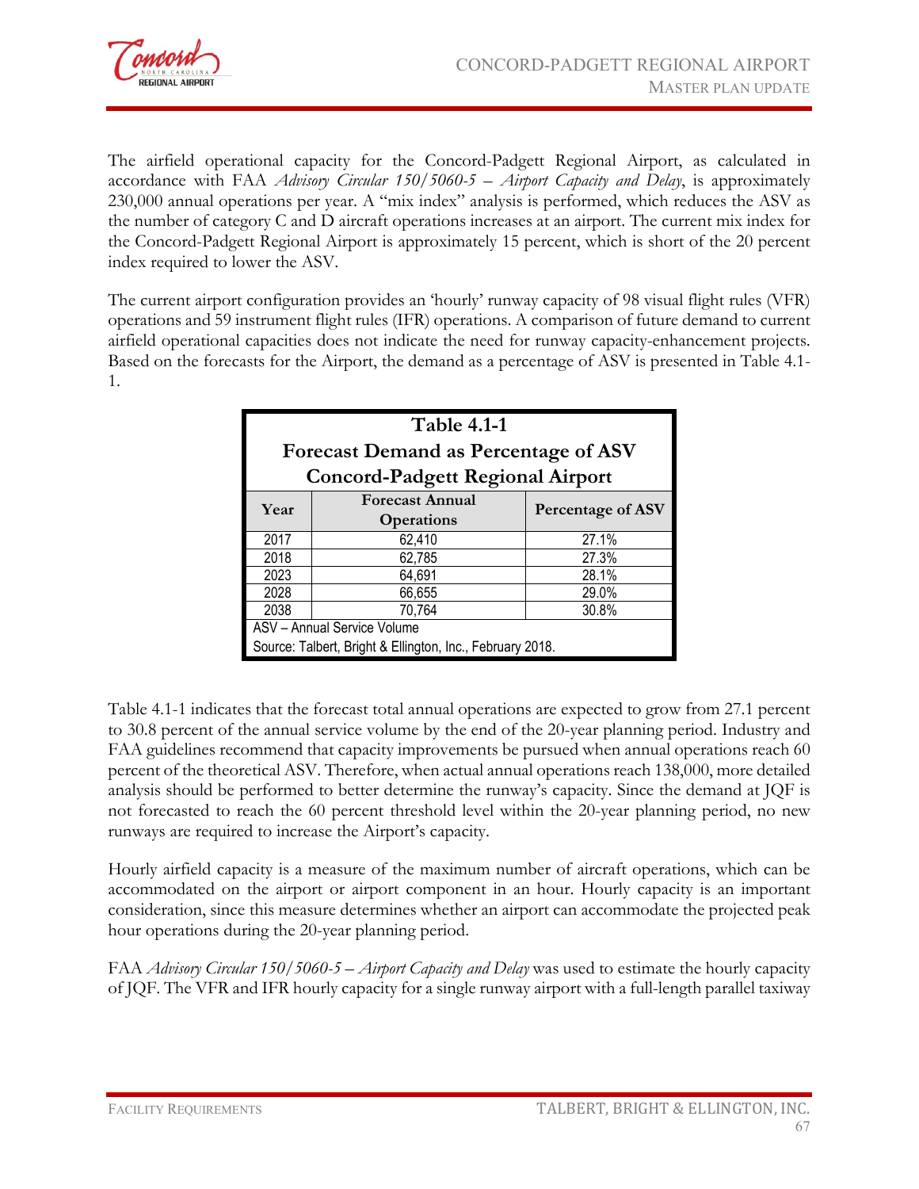The airfield operational capacity for the Concord-Padgett Regional Airport, as calculated in accordance with FAA *Advisory Circular 150/5060-5 – Airport Capacity and Delay*, is approximately 230,000 annual operations per year. A "mix index" analysis is performed, which reduces the ASV as the number of category C and D aircraft operations increases at an airport. The current mix index for the Concord-Padgett Regional Airport is approximately 15 percent, which is short of the 20 percent index required to lower the ASV.

The current airport configuration provides an 'hourly' runway capacity of 98 visual flight rules (VFR) operations and 59 instrument flight rules (IFR) operations. A comparison of future demand to current airfield operational capacities does not indicate the need for runway capacity-enhancement projects. Based on the forecasts for the Airport, the demand as a percentage of ASV is presented in Table 4.1-1.

**Table 4.1-1**
**Forecast Demand as Percentage of ASV**
**Concord-Padgett Regional Airport**

| Year | Forecast Annual Operations | Percentage of ASV |
|---|---|---|
| 2017 | 62,410 | 27.1% |
| 2018 | 62,785 | 27.3% |
| 2023 | 64,691 | 28.1% |
| 2028 | 66,655 | 29.0% |
| 2038 | 70,764 | 30.8% |

ASV – Annual Service Volume
Source: Talbert, Bright & Ellington, Inc., February 2018.

Table 4.1-1 indicates that the forecast total annual operations are expected to grow from 27.1 percent to 30.8 percent of the annual service volume by the end of the 20-year planning period. Industry and FAA guidelines recommend that capacity improvements be pursued when annual operations reach 60 percent of the theoretical ASV. Therefore, when actual annual operations reach 138,000, more detailed analysis should be performed to better determine the runway's capacity. Since the demand at JQF is not forecasted to reach the 60 percent threshold level within the 20-year planning period, no new runways are required to increase the Airport's capacity.

Hourly airfield capacity is a measure of the maximum number of aircraft operations, which can be accommodated on the airport or airport component in an hour. Hourly capacity is an important consideration, since this measure determines whether an airport can accommodate the projected peak hour operations during the 20-year planning period.

FAA *Advisory Circular 150/5060-5 – Airport Capacity and Delay* was used to estimate the hourly capacity of JQF. The VFR and IFR hourly capacity for a single runway airport with a full-length parallel taxiway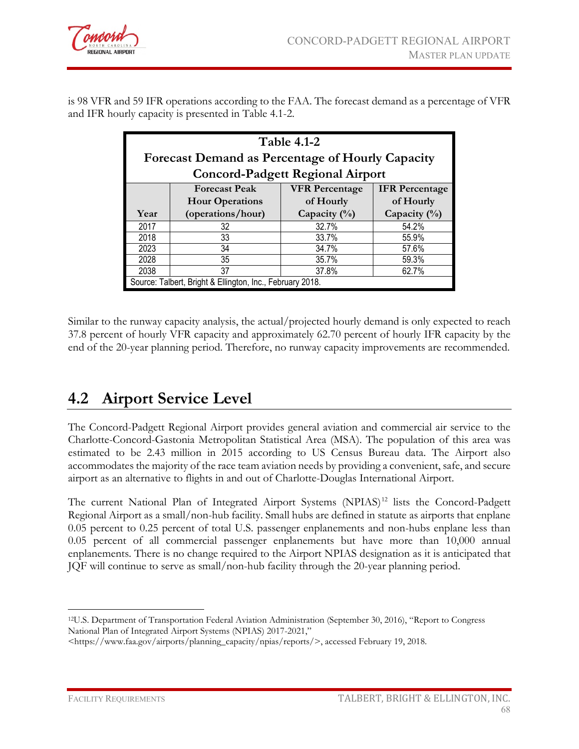is 98 VFR and 59 IFR operations according to the FAA. The forecast demand as a percentage of VFR and IFR hourly capacity is presented in Table 4.1-2.

**Table 4.1-2**
**Forecast Demand as Percentage of Hourly Capacity**
**Concord-Padgett Regional Airport**

| Year | Forecast Peak Hour Operations (operations/hour) | VFR Percentage of Hourly Capacity (%) | IFR Percentage of Hourly Capacity (%) |
|---|---|---|---|
| 2017 | 32 | 32.7% | 54.2% |
| 2018 | 33 | 33.7% | 55.9% |
| 2023 | 34 | 34.7% | 57.6% |
| 2028 | 35 | 35.7% | 59.3% |
| 2038 | 37 | 37.8% | 62.7% |

Source: Talbert, Bright & Ellington, Inc., February 2018.

Similar to the runway capacity analysis, the actual/projected hourly demand is only expected to reach 37.8 percent of hourly VFR capacity and approximately 62.70 percent of hourly IFR capacity by the end of the 20-year planning period. Therefore, no runway capacity improvements are recommended.

## 4.2 Airport Service Level

The Concord-Padgett Regional Airport provides general aviation and commercial air service to the Charlotte-Concord-Gastonia Metropolitan Statistical Area (MSA). The population of this area was estimated to be 2.43 million in 2015 according to US Census Bureau data. The Airport also accommodates the majority of the race team aviation needs by providing a convenient, safe, and secure airport as an alternative to flights in and out of Charlotte-Douglas International Airport.

The current National Plan of Integrated Airport Systems (NPIAS)[12] lists the Concord-Padgett Regional Airport as a small/non-hub facility. Small hubs are defined in statute as airports that enplane 0.05 percent to 0.25 percent of total U.S. passenger enplanements and non-hubs enplane less than 0.05 percent of all commercial passenger enplanements but have more than 10,000 annual enplanements. There is no change required to the Airport NPIAS designation as it is anticipated that JQF will continue to serve as small/non-hub facility through the 20-year planning period.

[12] U.S. Department of Transportation Federal Aviation Administration (September 30, 2016), "Report to Congress National Plan of Integrated Airport Systems (NPIAS) 2017-2021," <https://www.faa.gov/airports/planning_capacity/npias/reports/>, accessed February 19, 2018.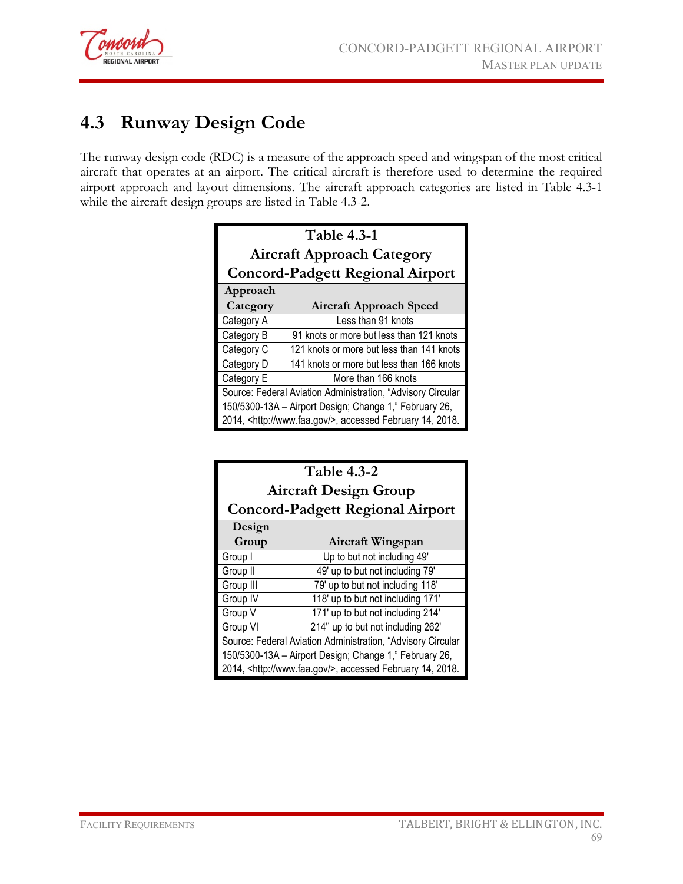## 4.3 Runway Design Code

The runway design code (RDC) is a measure of the approach speed and wingspan of the most critical aircraft that operates at an airport. The critical aircraft is therefore used to determine the required airport approach and layout dimensions. The aircraft approach categories are listed in Table 4.3-1 while the aircraft design groups are listed in Table 4.3-2.

**Table 4.3-1**
**Aircraft Approach Category**
**Concord-Padgett Regional Airport**

| Approach Category | Aircraft Approach Speed |
|---|---|
| Category A | Less than 91 knots |
| Category B | 91 knots or more but less than 121 knots |
| Category C | 121 knots or more but less than 141 knots |
| Category D | 141 knots or more but less than 166 knots |
| Category E | More than 166 knots |

Source: Federal Aviation Administration, "Advisory Circular 150/5300-13A – Airport Design; Change 1," February 26, 2014, <http://www.faa.gov/>, accessed February 14, 2018.

**Table 4.3-2**
**Aircraft Design Group**
**Concord-Padgett Regional Airport**

| Design Group | Aircraft Wingspan |
|---|---|
| Group I | Up to but not including 49' |
| Group II | 49' up to but not including 79' |
| Group III | 79' up to but not including 118' |
| Group IV | 118' up to but not including 171' |
| Group V | 171' up to but not including 214' |
| Group VI | 214" up to but not including 262' |

Source: Federal Aviation Administration, "Advisory Circular 150/5300-13A – Airport Design; Change 1," February 26, 2014, <http://www.faa.gov/>, accessed February 14, 2018.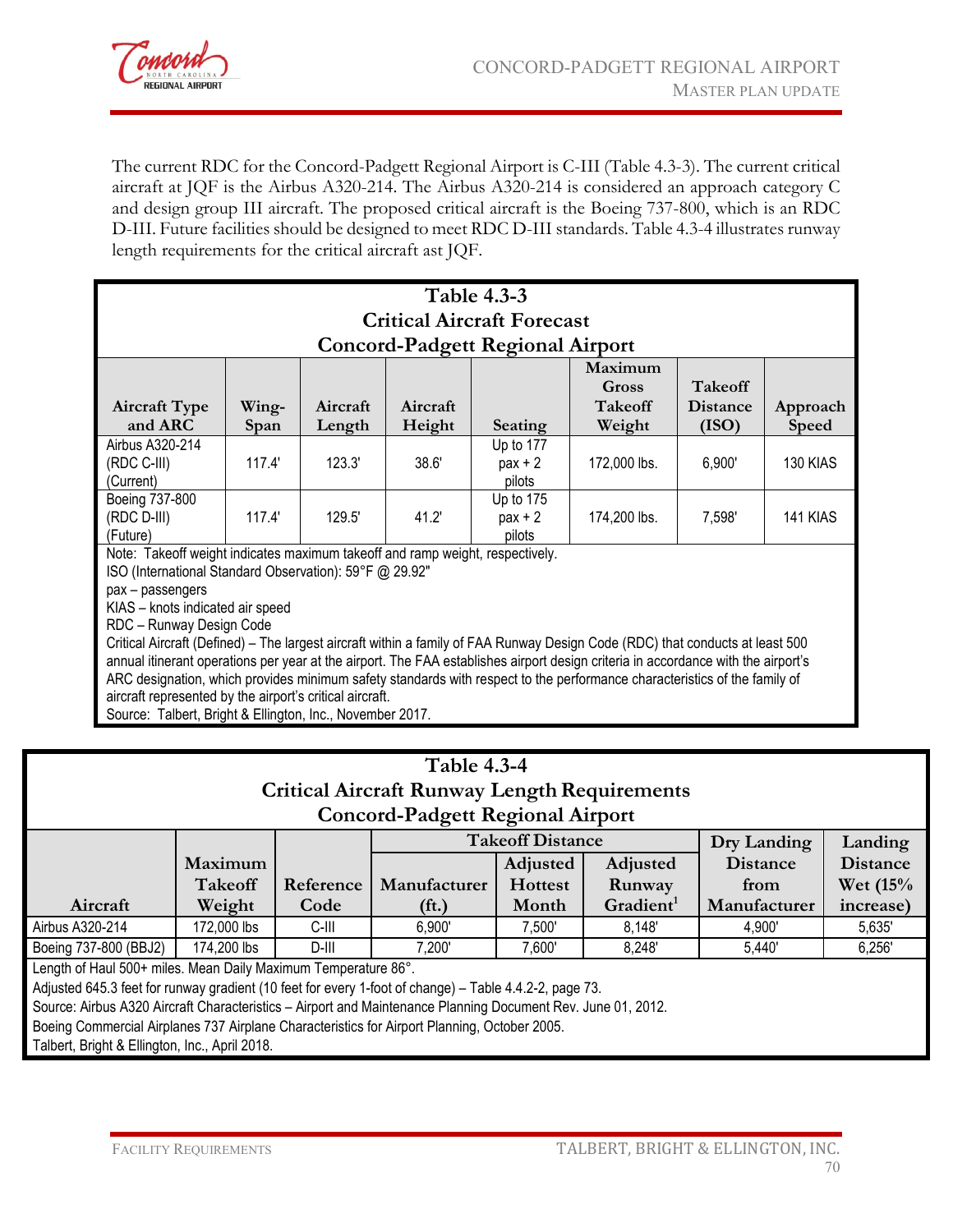The current RDC for the Concord-Padgett Regional Airport is C-III (Table 4.3-3). The current critical aircraft at JQF is the Airbus A320-214. The Airbus A320-214 is considered an approach category C and design group III aircraft. The proposed critical aircraft is the Boeing 737-800, which is an RDC D-III. Future facilities should be designed to meet RDC D-III standards. Table 4.3-4 illustrates runway length requirements for the critical aircraft ast JQF.

**Table 4.3-3**
**Critical Aircraft Forecast**
**Concord-Padgett Regional Airport**

| Aircraft Type and ARC | Wing-Span | Aircraft Length | Aircraft Height | Seating | Maximum Gross Takeoff Weight | Takeoff Distance (ISO) | Approach Speed |
|---|---|---|---|---|---|---|---|
| Airbus A320-214 (RDC C-III) (Current) | 117.4' | 123.3' | 38.6' | Up to 177 pax + 2 pilots | 172,000 lbs. | 6,900' | 130 KIAS |
| Boeing 737-800 (RDC D-III) (Future) | 117.4' | 129.5' | 41.2' | Up to 175 pax + 2 pilots | 174,200 lbs. | 7,598' | 141 KIAS |

Note: Takeoff weight indicates maximum takeoff and ramp weight, respectively.
ISO (International Standard Observation): 59°F @ 29.92"
pax – passengers
KIAS – knots indicated air speed
RDC – Runway Design Code
Critical Aircraft (Defined) – The largest aircraft within a family of FAA Runway Design Code (RDC) that conducts at least 500 annual itinerant operations per year at the airport. The FAA establishes airport design criteria in accordance with the airport's ARC designation, which provides minimum safety standards with respect to the performance characteristics of the family of aircraft represented by the airport's critical aircraft.
Source: Talbert, Bright & Ellington, Inc., November 2017.

**Table 4.3-4**
**Critical Aircraft Runway Length Requirements**
**Concord-Padgett Regional Airport**

| Aircraft | Maximum Takeoff Weight | Reference Code | Takeoff Distance: Manufacturer (ft.) | Takeoff Distance: Adjusted Hottest Month | Takeoff Distance: Adjusted Runway Gradient[1] | Dry Landing Distance from Manufacturer | Landing Distance Wet (15% increase) |
|---|---|---|---|---|---|---|---|
| Airbus A320-214 | 172,000 lbs | C-III | 6,900' | 7,500' | 8,148' | 4,900' | 5,635' |
| Boeing 737-800 (BBJ2) | 174,200 lbs | D-III | 7,200' | 7,600' | 8,248' | 5,440' | 6,256' |

Length of Haul 500+ miles. Mean Daily Maximum Temperature 86°.
Adjusted 645.3 feet for runway gradient (10 feet for every 1-foot of change) – Table 4.4.2-2, page 73.
Source: Airbus A320 Aircraft Characteristics – Airport and Maintenance Planning Document Rev. June 01, 2012.
Boeing Commercial Airplanes 737 Airplane Characteristics for Airport Planning, October 2005.
Talbert, Bright & Ellington, Inc., April 2018.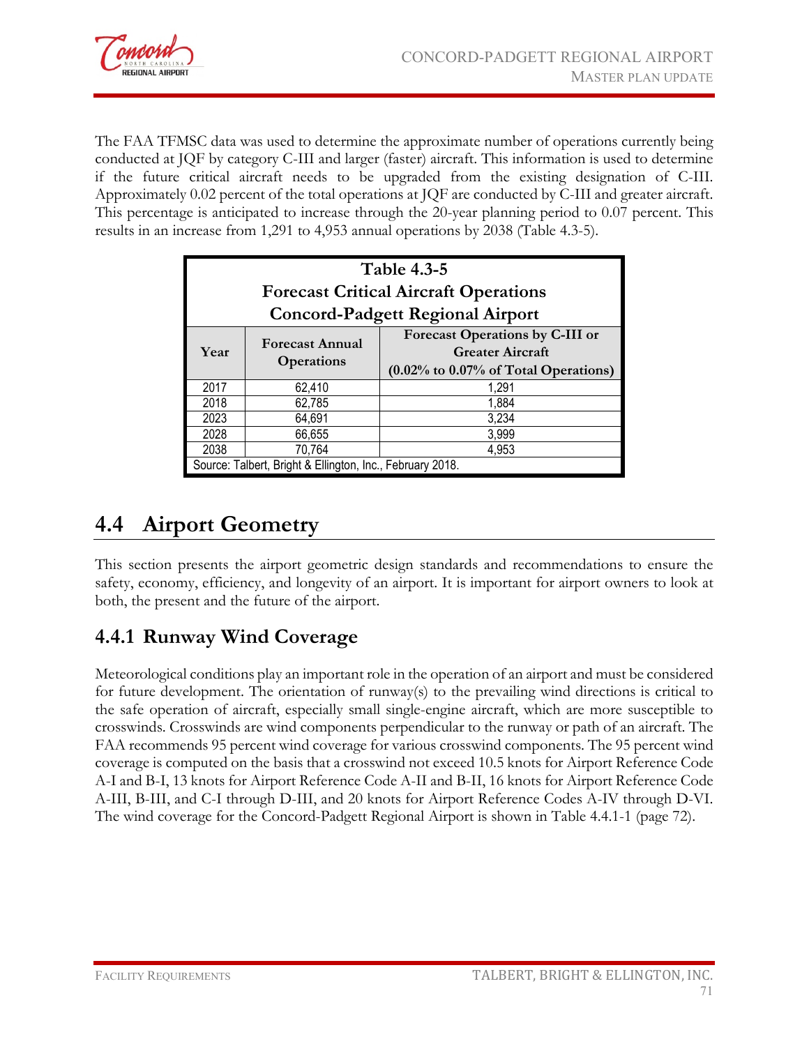The FAA TFMSC data was used to determine the approximate number of operations currently being conducted at JQF by category C-III and larger (faster) aircraft. This information is used to determine if the future critical aircraft needs to be upgraded from the existing designation of C-III. Approximately 0.02 percent of the total operations at JQF are conducted by C-III and greater aircraft. This percentage is anticipated to increase through the 20-year planning period to 0.07 percent. This results in an increase from 1,291 to 4,953 annual operations by 2038 (Table 4.3-5).

**Table 4.3-5**
**Forecast Critical Aircraft Operations**
**Concord-Padgett Regional Airport**

| Year | Forecast Annual Operations | Forecast Operations by C-III or Greater Aircraft (0.02% to 0.07% of Total Operations) |
|---|---|---|
| 2017 | 62,410 | 1,291 |
| 2018 | 62,785 | 1,884 |
| 2023 | 64,691 | 3,234 |
| 2028 | 66,655 | 3,999 |
| 2038 | 70,764 | 4,953 |

Source: Talbert, Bright & Ellington, Inc., February 2018.

## 4.4 Airport Geometry

This section presents the airport geometric design standards and recommendations to ensure the safety, economy, efficiency, and longevity of an airport. It is important for airport owners to look at both, the present and the future of the airport.

### 4.4.1 Runway Wind Coverage

Meteorological conditions play an important role in the operation of an airport and must be considered for future development. The orientation of runway(s) to the prevailing wind directions is critical to the safe operation of aircraft, especially small single-engine aircraft, which are more susceptible to crosswinds. Crosswinds are wind components perpendicular to the runway or path of an aircraft. The FAA recommends 95 percent wind coverage for various crosswind components. The 95 percent wind coverage is computed on the basis that a crosswind not exceed 10.5 knots for Airport Reference Code A-I and B-I, 13 knots for Airport Reference Code A-II and B-II, 16 knots for Airport Reference Code A-III, B-III, and C-I through D-III, and 20 knots for Airport Reference Codes A-IV through D-VI. The wind coverage for the Concord-Padgett Regional Airport is shown in Table 4.4.1-1 (page 72).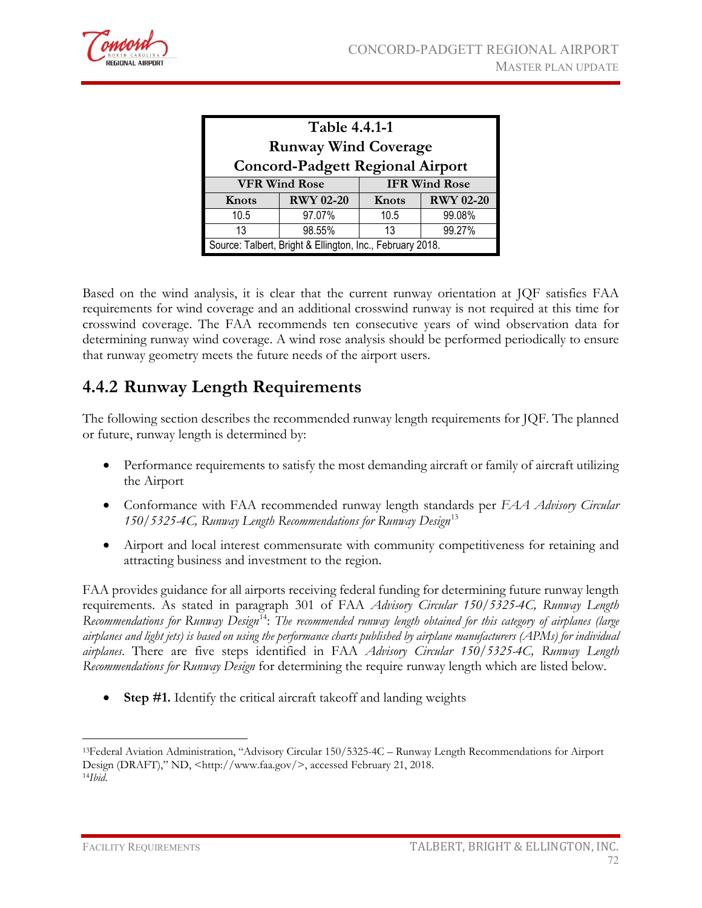**Table 4.4.1-1**
**Runway Wind Coverage**
**Concord-Padgett Regional Airport**

| VFR Wind Rose | | IFR Wind Rose | |
|---|---|---|---|
| **Knots** | **RWY 02-20** | **Knots** | **RWY 02-20** |
| 10.5 | 97.07% | 10.5 | 99.08% |
| 13 | 98.55% | 13 | 99.27% |

Source: Talbert, Bright & Ellington, Inc., February 2018.

Based on the wind analysis, it is clear that the current runway orientation at JQF satisfies FAA requirements for wind coverage and an additional crosswind runway is not required at this time for crosswind coverage. The FAA recommends ten consecutive years of wind observation data for determining runway wind coverage. A wind rose analysis should be performed periodically to ensure that runway geometry meets the future needs of the airport users.

## 4.4.2 Runway Length Requirements

The following section describes the recommended runway length requirements for JQF. The planned or future, runway length is determined by:

- Performance requirements to satisfy the most demanding aircraft or family of aircraft utilizing the Airport
- Conformance with FAA recommended runway length standards per *FAA Advisory Circular 150/5325-4C, Runway Length Recommendations for Runway Design*[13]
- Airport and local interest commensurate with community competitiveness for retaining and attracting business and investment to the region.

FAA provides guidance for all airports receiving federal funding for determining future runway length requirements. As stated in paragraph 301 of FAA *Advisory Circular 150/5325-4C, Runway Length Recommendations for Runway Design*[14]: *The recommended runway length obtained for this category of airplanes (large airplanes and light jets) is based on using the performance charts published by airplane manufacturers (APMs) for individual airplanes*. There are five steps identified in FAA *Advisory Circular 150/5325-4C, Runway Length Recommendations for Runway Design* for determining the require runway length which are listed below.

- **Step #1.** Identify the critical aircraft takeoff and landing weights

---

[13] Federal Aviation Administration, "Advisory Circular 150/5325-4C – Runway Length Recommendations for Airport Design (DRAFT)," ND, <http://www.faa.gov/>, accessed February 21, 2018.
[14] *Ibid.*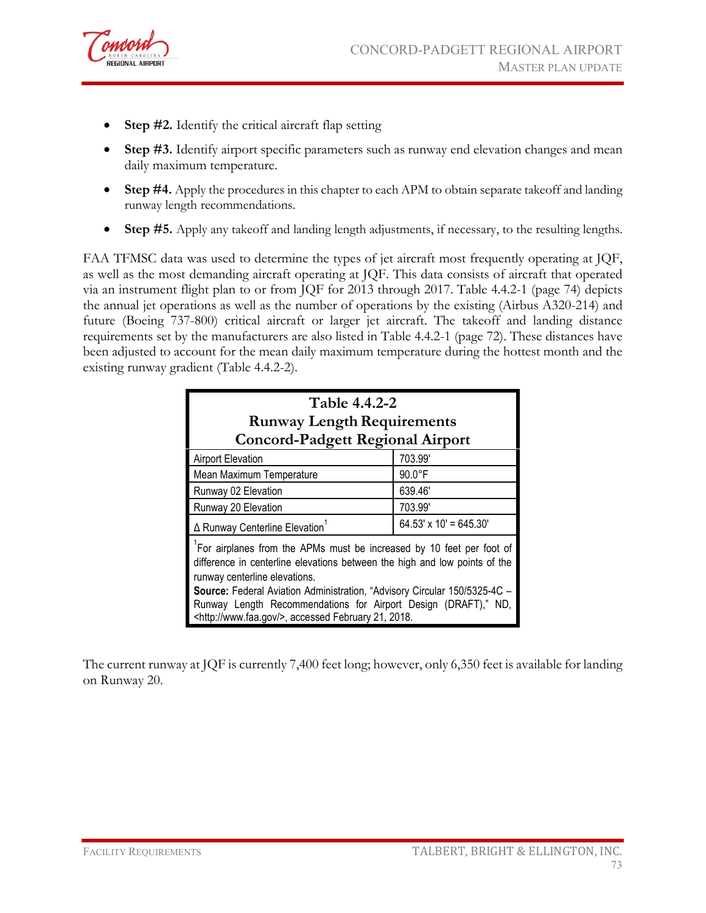- **Step #2.** Identify the critical aircraft flap setting
- **Step #3.** Identify airport specific parameters such as runway end elevation changes and mean daily maximum temperature.
- **Step #4.** Apply the procedures in this chapter to each APM to obtain separate takeoff and landing runway length recommendations.
- **Step #5.** Apply any takeoff and landing length adjustments, if necessary, to the resulting lengths.

FAA TFMSC data was used to determine the types of jet aircraft most frequently operating at JQF, as well as the most demanding aircraft operating at JQF. This data consists of aircraft that operated via an instrument flight plan to or from JQF for 2013 through 2017. Table 4.4.2-1 (page 74) depicts the annual jet operations as well as the number of operations by the existing (Airbus A320-214) and future (Boeing 737-800) critical aircraft or larger jet aircraft. The takeoff and landing distance requirements set by the manufacturers are also listed in Table 4.4.2-1 (page 72). These distances have been adjusted to account for the mean daily maximum temperature during the hottest month and the existing runway gradient (Table 4.4.2-2).

**Table 4.4.2-2**
**Runway Length Requirements**
**Concord-Padgett Regional Airport**

| Parameter | Value |
|---|---|
| Airport Elevation | 703.99' |
| Mean Maximum Temperature | 90.0°F |
| Runway 02 Elevation | 639.46' |
| Runway 20 Elevation | 703.99' |
| Δ Runway Centerline Elevation[1] | 64.53' x 10' = 645.30' |

[1]For airplanes from the APMs must be increased by 10 feet per foot of difference in centerline elevations between the high and low points of the runway centerline elevations.

**Source:** Federal Aviation Administration, "Advisory Circular 150/5325-4C – Runway Length Recommendations for Airport Design (DRAFT)," ND, <http://www.faa.gov/>, accessed February 21, 2018.

The current runway at JQF is currently 7,400 feet long; however, only 6,350 feet is available for landing on Runway 20.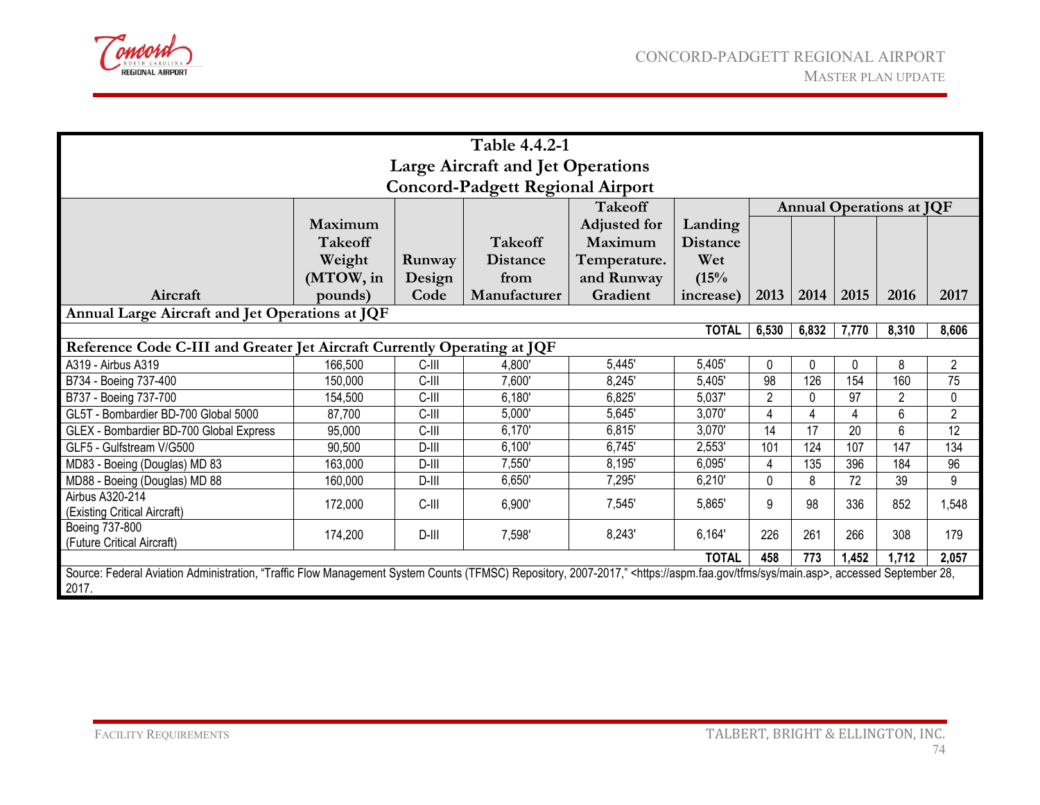Table 4.4.2-1
Large Aircraft and Jet Operations
Concord-Padgett Regional Airport

| Aircraft | Maximum Takeoff Weight (MTOW, in pounds) | Runway Design Code | Takeoff Distance from Manufacturer | Takeoff Adjusted for Maximum Temperature. and Runway Gradient | Landing Distance Wet (15% increase) | Annual Operations at JQF | | | | |
|---|---|---|---|---|---|---|---|---|---|---|
| | | | | | | 2013 | 2014 | 2015 | 2016 | 2017 |
| **Annual Large Aircraft and Jet Operations at JQF** | | | | | | | | | | |
| | | | | | **TOTAL** | **6,530** | **6,832** | **7,770** | **8,310** | **8,606** |
| **Reference Code C-III and Greater Jet Aircraft Currently Operating at JQF** | | | | | | | | | | |
| A319 - Airbus A319 | 166,500 | C-III | 4,800' | 5,445' | 5,405' | 0 | 0 | 0 | 8 | 2 |
| B734 - Boeing 737-400 | 150,000 | C-III | 7,600' | 8,245' | 5,405' | 98 | 126 | 154 | 160 | 75 |
| B737 - Boeing 737-700 | 154,500 | C-III | 6,180' | 6,825' | 5,037' | 2 | 0 | 97 | 2 | 0 |
| GL5T - Bombardier BD-700 Global 5000 | 87,700 | C-III | 5,000' | 5,645' | 3,070' | 4 | 4 | 4 | 6 | 2 |
| GLEX - Bombardier BD-700 Global Express | 95,000 | C-III | 6,170' | 6,815' | 3,070' | 14 | 17 | 20 | 6 | 12 |
| GLF5 - Gulfstream V/G500 | 90,500 | D-III | 6,100' | 6,745' | 2,553' | 101 | 124 | 107 | 147 | 134 |
| MD83 - Boeing (Douglas) MD 83 | 163,000 | D-III | 7,550' | 8,195' | 6,095' | 4 | 135 | 396 | 184 | 96 |
| MD88 - Boeing (Douglas) MD 88 | 160,000 | D-III | 6,650' | 7,295' | 6,210' | 0 | 8 | 72 | 39 | 9 |
| Airbus A320-214 (Existing Critical Aircraft) | 172,000 | C-III | 6,900' | 7,545' | 5,865' | 9 | 98 | 336 | 852 | 1,548 |
| Boeing 737-800 (Future Critical Aircraft) | 174,200 | D-III | 7,598' | 8,243' | 6,164' | 226 | 261 | 266 | 308 | 179 |
| | | | | | **TOTAL** | **458** | **773** | **1,452** | **1,712** | **2,057** |

Source: Federal Aviation Administration, "Traffic Flow Management System Counts (TFMSC) Repository, 2007-2017," <https://aspm.faa.gov/tfms/sys/main.asp>, accessed September 28, 2017.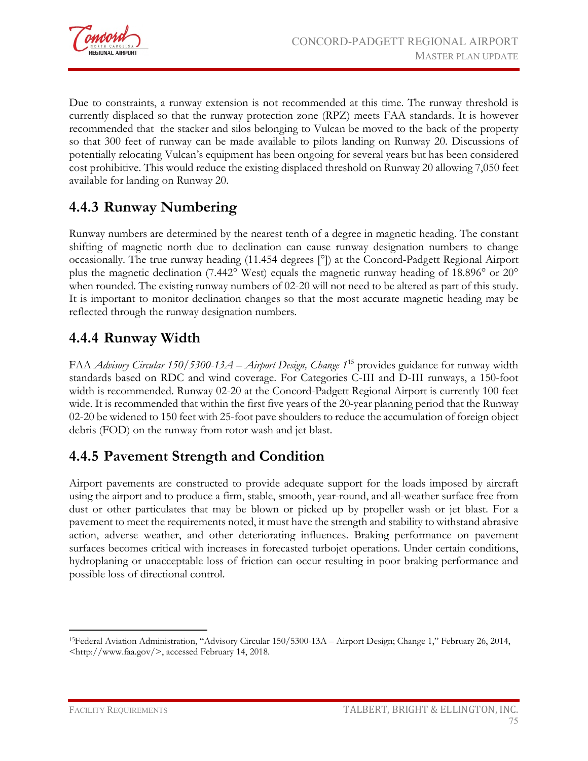Due to constraints, a runway extension is not recommended at this time. The runway threshold is currently displaced so that the runway protection zone (RPZ) meets FAA standards. It is however recommended that the stacker and silos belonging to Vulcan be moved to the back of the property so that 300 feet of runway can be made available to pilots landing on Runway 20. Discussions of potentially relocating Vulcan's equipment has been ongoing for several years but has been considered cost prohibitive. This would reduce the existing displaced threshold on Runway 20 allowing 7,050 feet available for landing on Runway 20.

## 4.4.3 Runway Numbering

Runway numbers are determined by the nearest tenth of a degree in magnetic heading. The constant shifting of magnetic north due to declination can cause runway designation numbers to change occasionally. The true runway heading (11.454 degrees [°]) at the Concord-Padgett Regional Airport plus the magnetic declination (7.442° West) equals the magnetic runway heading of 18.896° or 20° when rounded. The existing runway numbers of 02-20 will not need to be altered as part of this study. It is important to monitor declination changes so that the most accurate magnetic heading may be reflected through the runway designation numbers.

## 4.4.4 Runway Width

FAA *Advisory Circular 150/5300-13A – Airport Design, Change 1*[15] provides guidance for runway width standards based on RDC and wind coverage. For Categories C-III and D-III runways, a 150-foot width is recommended. Runway 02-20 at the Concord-Padgett Regional Airport is currently 100 feet wide. It is recommended that within the first five years of the 20-year planning period that the Runway 02-20 be widened to 150 feet with 25-foot pave shoulders to reduce the accumulation of foreign object debris (FOD) on the runway from rotor wash and jet blast.

## 4.4.5 Pavement Strength and Condition

Airport pavements are constructed to provide adequate support for the loads imposed by aircraft using the airport and to produce a firm, stable, smooth, year-round, and all-weather surface free from dust or other particulates that may be blown or picked up by propeller wash or jet blast. For a pavement to meet the requirements noted, it must have the strength and stability to withstand abrasive action, adverse weather, and other deteriorating influences. Braking performance on pavement surfaces becomes critical with increases in forecasted turbojet operations. Under certain conditions, hydroplaning or unacceptable loss of friction can occur resulting in poor braking performance and possible loss of directional control.

---

[15] Federal Aviation Administration, "Advisory Circular 150/5300-13A – Airport Design; Change 1," February 26, 2014, <http://www.faa.gov/>, accessed February 14, 2018.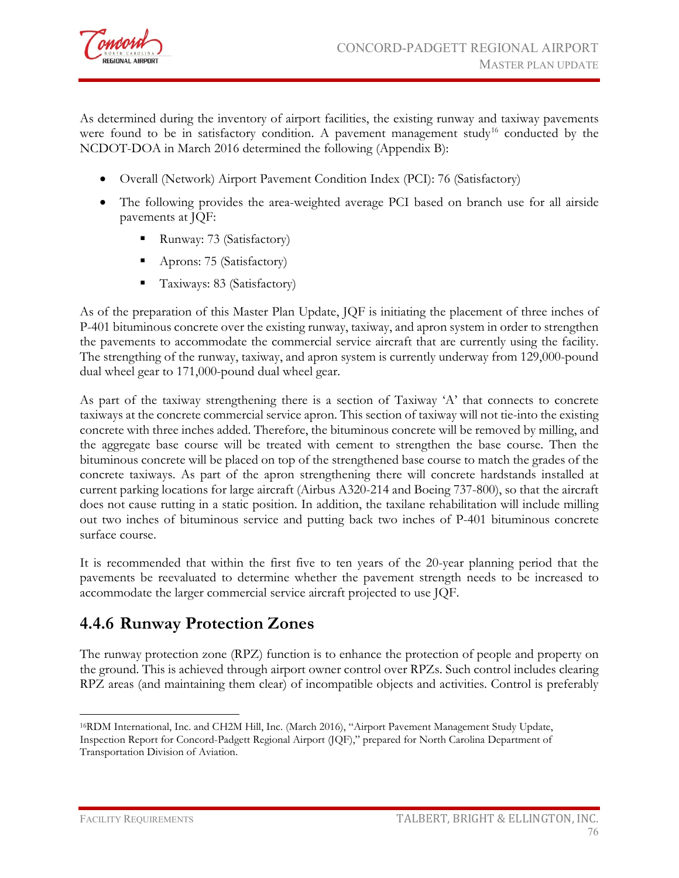As determined during the inventory of airport facilities, the existing runway and taxiway pavements were found to be in satisfactory condition. A pavement management study[16] conducted by the NCDOT-DOA in March 2016 determined the following (Appendix B):

- Overall (Network) Airport Pavement Condition Index (PCI): 76 (Satisfactory)
- The following provides the area-weighted average PCI based on branch use for all airside pavements at JQF:
  - Runway: 73 (Satisfactory)
  - Aprons: 75 (Satisfactory)
  - Taxiways: 83 (Satisfactory)

As of the preparation of this Master Plan Update, JQF is initiating the placement of three inches of P-401 bituminous concrete over the existing runway, taxiway, and apron system in order to strengthen the pavements to accommodate the commercial service aircraft that are currently using the facility. The strengthing of the runway, taxiway, and apron system is currently underway from 129,000-pound dual wheel gear to 171,000-pound dual wheel gear.

As part of the taxiway strengthening there is a section of Taxiway 'A' that connects to concrete taxiways at the concrete commercial service apron. This section of taxiway will not tie-into the existing concrete with three inches added. Therefore, the bituminous concrete will be removed by milling, and the aggregate base course will be treated with cement to strengthen the base course. Then the bituminous concrete will be placed on top of the strengthened base course to match the grades of the concrete taxiways. As part of the apron strengthening there will concrete hardstands installed at current parking locations for large aircraft (Airbus A320-214 and Boeing 737-800), so that the aircraft does not cause rutting in a static position. In addition, the taxilane rehabilitation will include milling out two inches of bituminous service and putting back two inches of P-401 bituminous concrete surface course.

It is recommended that within the first five to ten years of the 20-year planning period that the pavements be reevaluated to determine whether the pavement strength needs to be increased to accommodate the larger commercial service aircraft projected to use JQF.

## 4.4.6 Runway Protection Zones

The runway protection zone (RPZ) function is to enhance the protection of people and property on the ground. This is achieved through airport owner control over RPZs. Such control includes clearing RPZ areas (and maintaining them clear) of incompatible objects and activities. Control is preferably

[16] RDM International, Inc. and CH2M Hill, Inc. (March 2016), "Airport Pavement Management Study Update, Inspection Report for Concord-Padgett Regional Airport (JQF)," prepared for North Carolina Department of Transportation Division of Aviation.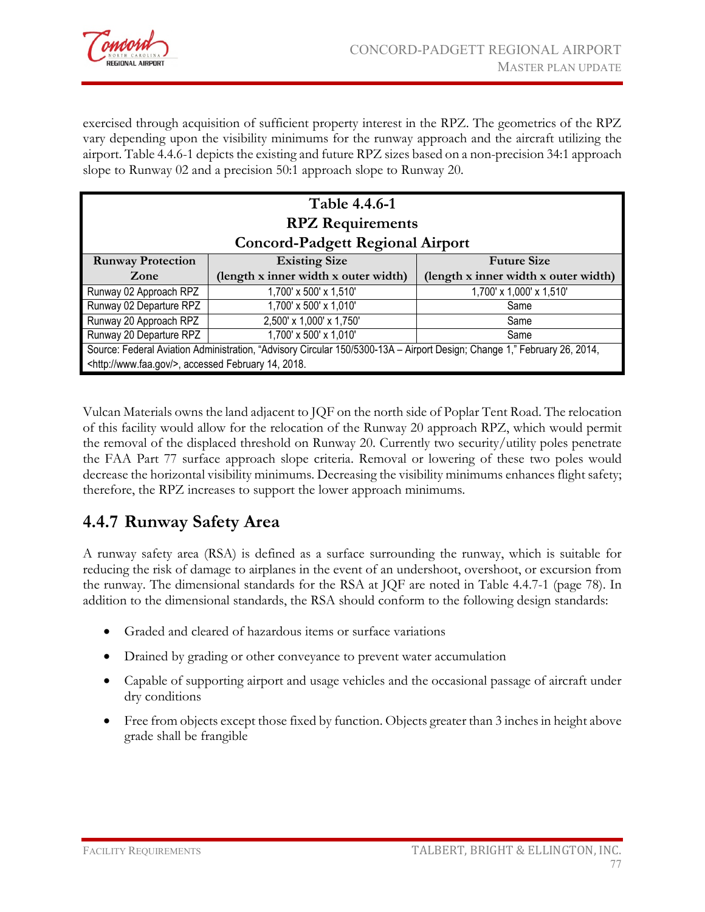exercised through acquisition of sufficient property interest in the RPZ. The geometrics of the RPZ vary depending upon the visibility minimums for the runway approach and the aircraft utilizing the airport. Table 4.4.6-1 depicts the existing and future RPZ sizes based on a non-precision 34:1 approach slope to Runway 02 and a precision 50:1 approach slope to Runway 20.

**Table 4.4.6-1**
**RPZ Requirements**
**Concord-Padgett Regional Airport**

| Runway Protection Zone | Existing Size (length x inner width x outer width) | Future Size (length x inner width x outer width) |
|---|---|---|
| Runway 02 Approach RPZ | 1,700' x 500' x 1,510' | 1,700' x 1,000' x 1,510' |
| Runway 02 Departure RPZ | 1,700' x 500' x 1,010' | Same |
| Runway 20 Approach RPZ | 2,500' x 1,000' x 1,750' | Same |
| Runway 20 Departure RPZ | 1,700' x 500' x 1,010' | Same |

Source: Federal Aviation Administration, "Advisory Circular 150/5300-13A – Airport Design; Change 1," February 26, 2014, <http://www.faa.gov/>, accessed February 14, 2018.

Vulcan Materials owns the land adjacent to JQF on the north side of Poplar Tent Road. The relocation of this facility would allow for the relocation of the Runway 20 approach RPZ, which would permit the removal of the displaced threshold on Runway 20. Currently two security/utility poles penetrate the FAA Part 77 surface approach slope criteria. Removal or lowering of these two poles would decrease the horizontal visibility minimums. Decreasing the visibility minimums enhances flight safety; therefore, the RPZ increases to support the lower approach minimums.

## 4.4.7 Runway Safety Area

A runway safety area (RSA) is defined as a surface surrounding the runway, which is suitable for reducing the risk of damage to airplanes in the event of an undershoot, overshoot, or excursion from the runway. The dimensional standards for the RSA at JQF are noted in Table 4.4.7-1 (page 78). In addition to the dimensional standards, the RSA should conform to the following design standards:

- Graded and cleared of hazardous items or surface variations
- Drained by grading or other conveyance to prevent water accumulation
- Capable of supporting airport and usage vehicles and the occasional passage of aircraft under dry conditions
- Free from objects except those fixed by function. Objects greater than 3 inches in height above grade shall be frangible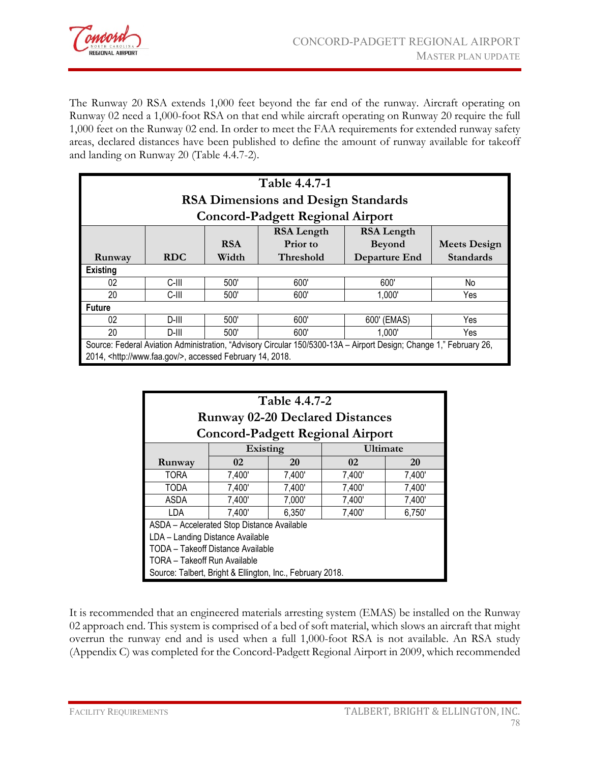The Runway 20 RSA extends 1,000 feet beyond the far end of the runway. Aircraft operating on Runway 02 need a 1,000-foot RSA on that end while aircraft operating on Runway 20 require the full 1,000 feet on the Runway 02 end. In order to meet the FAA requirements for extended runway safety areas, declared distances have been published to define the amount of runway available for takeoff and landing on Runway 20 (Table 4.4.7-2).

**Table 4.4.7-1**
**RSA Dimensions and Design Standards**
**Concord-Padgett Regional Airport**

| Runway | RDC | RSA Width | RSA Length Prior to Threshold | RSA Length Beyond Departure End | Meets Design Standards |
|---|---|---|---|---|---|
| **Existing** | | | | | |
| 02 | C-III | 500' | 600' | 600' | No |
| 20 | C-III | 500' | 600' | 1,000' | Yes |
| **Future** | | | | | |
| 02 | D-III | 500' | 600' | 600' (EMAS) | Yes |
| 20 | D-III | 500' | 600' | 1,000' | Yes |

Source: Federal Aviation Administration, "Advisory Circular 150/5300-13A – Airport Design; Change 1," February 26, 2014, <http://www.faa.gov/>, accessed February 14, 2018.

**Table 4.4.7-2**
**Runway 02-20 Declared Distances**
**Concord-Padgett Regional Airport**

| | Existing | | Ultimate | |
|---|---|---|---|---|
| Runway | 02 | 20 | 02 | 20 |
| TORA | 7,400' | 7,400' | 7,400' | 7,400' |
| TODA | 7,400' | 7,400' | 7,400' | 7,400' |
| ASDA | 7,400' | 7,000' | 7,400' | 7,400' |
| LDA | 7,400' | 6,350' | 7,400' | 6,750' |

ASDA – Accelerated Stop Distance Available
LDA – Landing Distance Available
TODA – Takeoff Distance Available
TORA – Takeoff Run Available
Source: Talbert, Bright & Ellington, Inc., February 2018.

It is recommended that an engineered materials arresting system (EMAS) be installed on the Runway 02 approach end. This system is comprised of a bed of soft material, which slows an aircraft that might overrun the runway end and is used when a full 1,000-foot RSA is not available. An RSA study (Appendix C) was completed for the Concord-Padgett Regional Airport in 2009, which recommended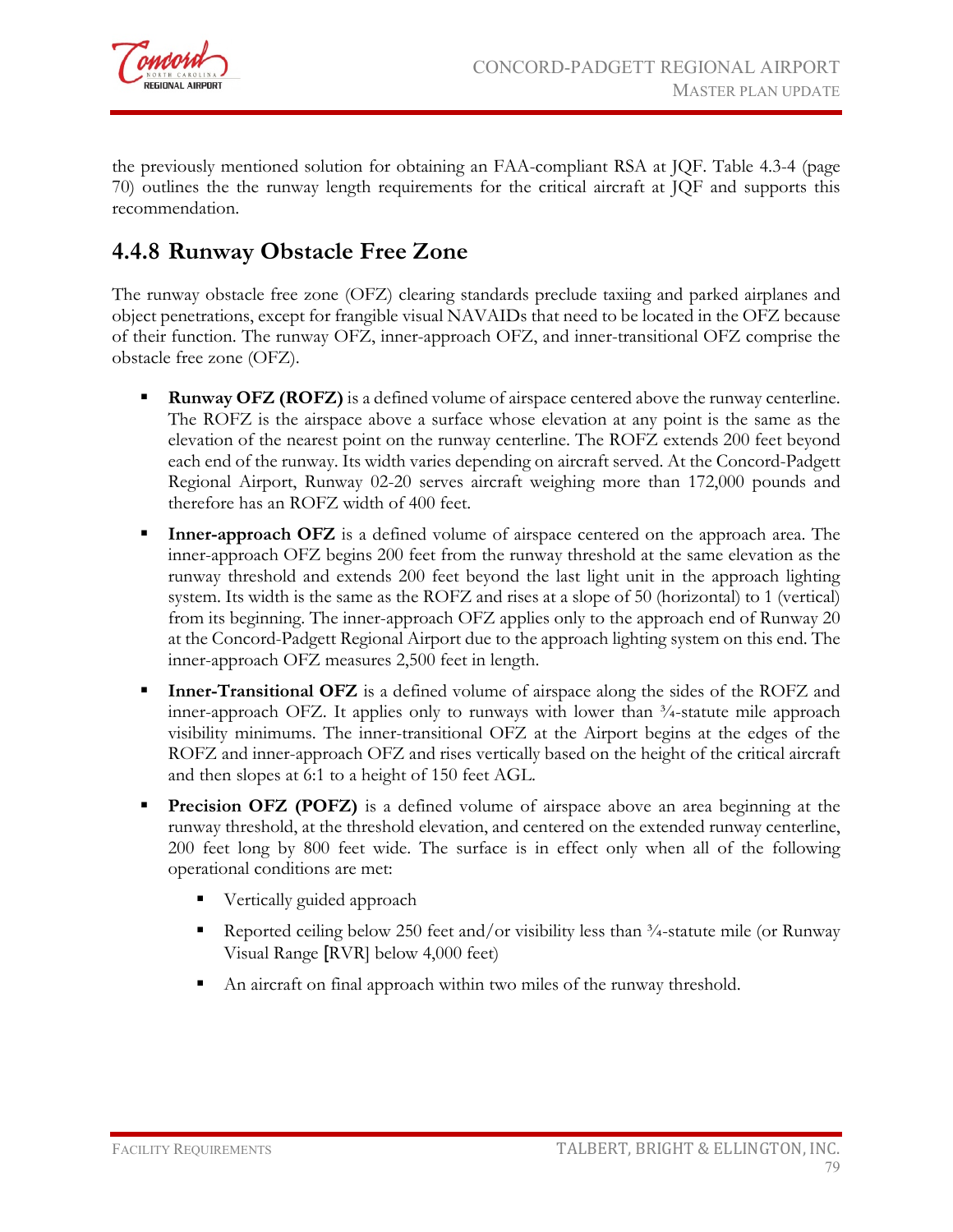the previously mentioned solution for obtaining an FAA-compliant RSA at JQF. Table 4.3-4 (page 70) outlines the the runway length requirements for the critical aircraft at JQF and supports this recommendation.

## 4.4.8 Runway Obstacle Free Zone

The runway obstacle free zone (OFZ) clearing standards preclude taxiing and parked airplanes and object penetrations, except for frangible visual NAVAIDs that need to be located in the OFZ because of their function. The runway OFZ, inner-approach OFZ, and inner-transitional OFZ comprise the obstacle free zone (OFZ).

- **Runway OFZ (ROFZ)** is a defined volume of airspace centered above the runway centerline. The ROFZ is the airspace above a surface whose elevation at any point is the same as the elevation of the nearest point on the runway centerline. The ROFZ extends 200 feet beyond each end of the runway. Its width varies depending on aircraft served. At the Concord-Padgett Regional Airport, Runway 02-20 serves aircraft weighing more than 172,000 pounds and therefore has an ROFZ width of 400 feet.
- **Inner-approach OFZ** is a defined volume of airspace centered on the approach area. The inner-approach OFZ begins 200 feet from the runway threshold at the same elevation as the runway threshold and extends 200 feet beyond the last light unit in the approach lighting system. Its width is the same as the ROFZ and rises at a slope of 50 (horizontal) to 1 (vertical) from its beginning. The inner-approach OFZ applies only to the approach end of Runway 20 at the Concord-Padgett Regional Airport due to the approach lighting system on this end. The inner-approach OFZ measures 2,500 feet in length.
- **Inner-Transitional OFZ** is a defined volume of airspace along the sides of the ROFZ and inner-approach OFZ. It applies only to runways with lower than ¾-statute mile approach visibility minimums. The inner-transitional OFZ at the Airport begins at the edges of the ROFZ and inner-approach OFZ and rises vertically based on the height of the critical aircraft and then slopes at 6:1 to a height of 150 feet AGL.
- **Precision OFZ (POFZ)** is a defined volume of airspace above an area beginning at the runway threshold, at the threshold elevation, and centered on the extended runway centerline, 200 feet long by 800 feet wide. The surface is in effect only when all of the following operational conditions are met:
  - Vertically guided approach
  - Reported ceiling below 250 feet and/or visibility less than ¾-statute mile (or Runway Visual Range [RVR] below 4,000 feet)
  - An aircraft on final approach within two miles of the runway threshold.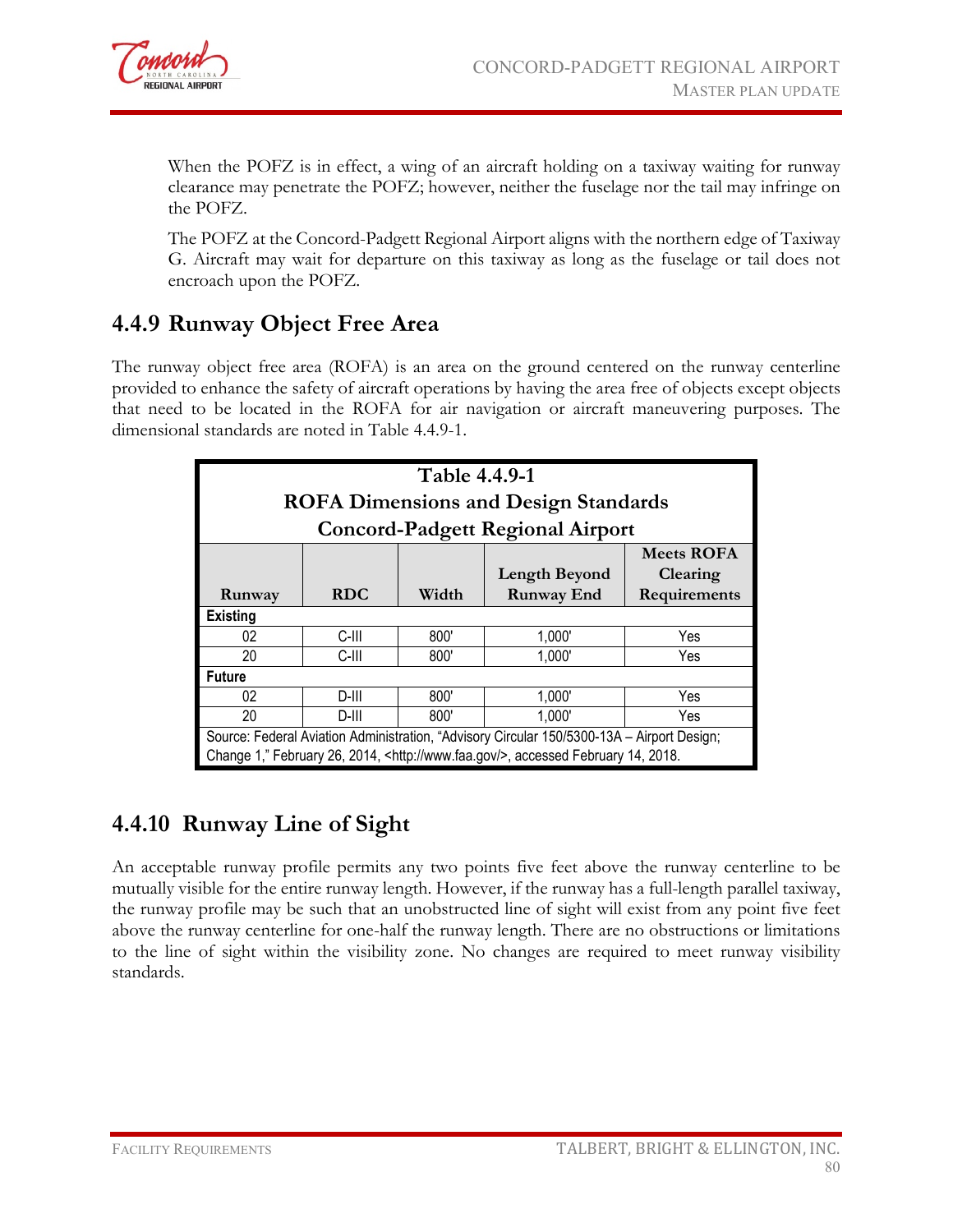When the POFZ is in effect, a wing of an aircraft holding on a taxiway waiting for runway clearance may penetrate the POFZ; however, neither the fuselage nor the tail may infringe on the POFZ.

The POFZ at the Concord-Padgett Regional Airport aligns with the northern edge of Taxiway G. Aircraft may wait for departure on this taxiway as long as the fuselage or tail does not encroach upon the POFZ.

## 4.4.9 Runway Object Free Area

The runway object free area (ROFA) is an area on the ground centered on the runway centerline provided to enhance the safety of aircraft operations by having the area free of objects except objects that need to be located in the ROFA for air navigation or aircraft maneuvering purposes. The dimensional standards are noted in Table 4.4.9-1.

**Table 4.4.9-1**
**ROFA Dimensions and Design Standards**
**Concord-Padgett Regional Airport**

| Runway | RDC | Width | Length Beyond Runway End | Meets ROFA Clearing Requirements |
|---|---|---|---|---|
| **Existing** | | | | |
| 02 | C-III | 800' | 1,000' | Yes |
| 20 | C-III | 800' | 1,000' | Yes |
| **Future** | | | | |
| 02 | D-III | 800' | 1,000' | Yes |
| 20 | D-III | 800' | 1,000' | Yes |

Source: Federal Aviation Administration, "Advisory Circular 150/5300-13A – Airport Design; Change 1," February 26, 2014, <http://www.faa.gov/>, accessed February 14, 2018.

## 4.4.10 Runway Line of Sight

An acceptable runway profile permits any two points five feet above the runway centerline to be mutually visible for the entire runway length. However, if the runway has a full-length parallel taxiway, the runway profile may be such that an unobstructed line of sight will exist from any point five feet above the runway centerline for one-half the runway length. There are no obstructions or limitations to the line of sight within the visibility zone. No changes are required to meet runway visibility standards.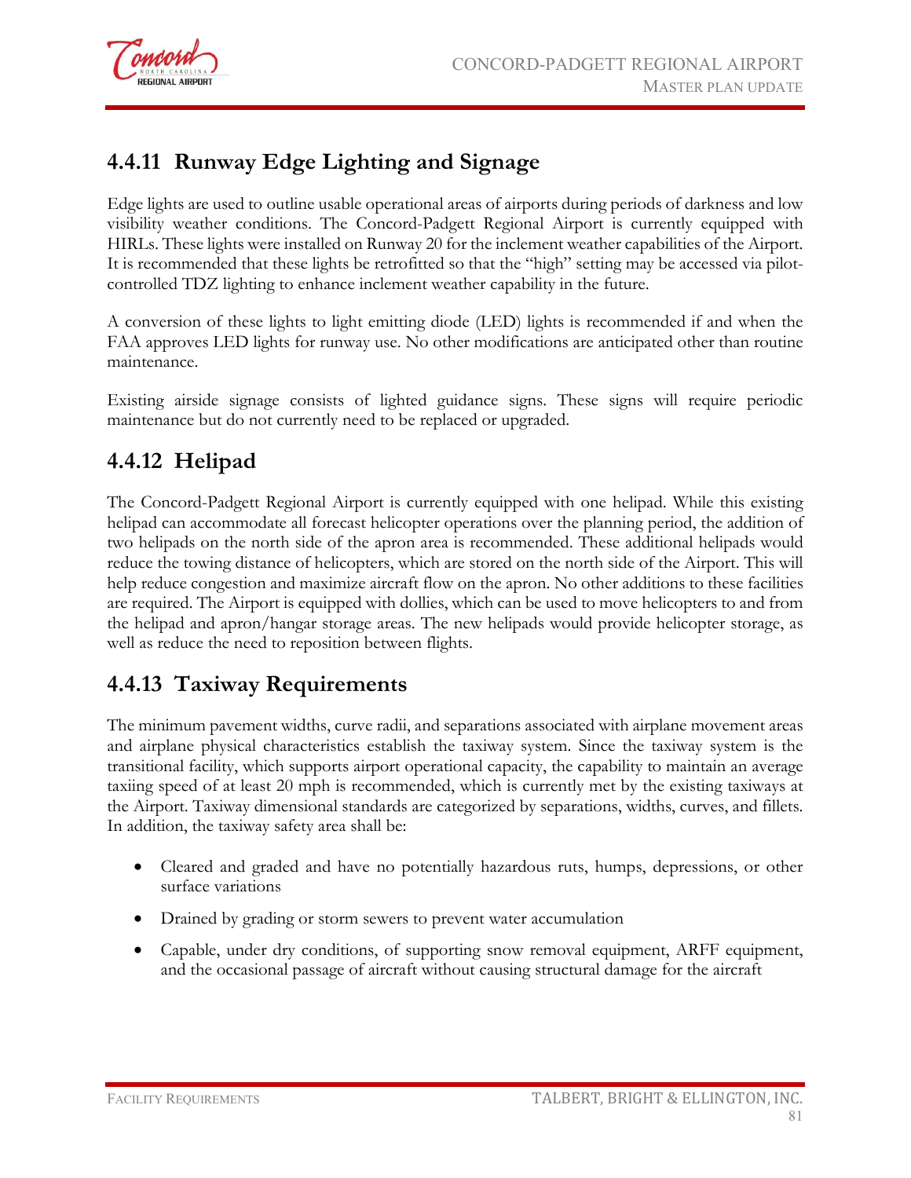## 4.4.11 Runway Edge Lighting and Signage

Edge lights are used to outline usable operational areas of airports during periods of darkness and low visibility weather conditions. The Concord-Padgett Regional Airport is currently equipped with HIRLs. These lights were installed on Runway 20 for the inclement weather capabilities of the Airport. It is recommended that these lights be retrofitted so that the "high" setting may be accessed via pilot-controlled TDZ lighting to enhance inclement weather capability in the future.

A conversion of these lights to light emitting diode (LED) lights is recommended if and when the FAA approves LED lights for runway use. No other modifications are anticipated other than routine maintenance.

Existing airside signage consists of lighted guidance signs. These signs will require periodic maintenance but do not currently need to be replaced or upgraded.

## 4.4.12 Helipad

The Concord-Padgett Regional Airport is currently equipped with one helipad. While this existing helipad can accommodate all forecast helicopter operations over the planning period, the addition of two helipads on the north side of the apron area is recommended. These additional helipads would reduce the towing distance of helicopters, which are stored on the north side of the Airport. This will help reduce congestion and maximize aircraft flow on the apron. No other additions to these facilities are required. The Airport is equipped with dollies, which can be used to move helicopters to and from the helipad and apron/hangar storage areas. The new helipads would provide helicopter storage, as well as reduce the need to reposition between flights.

## 4.4.13 Taxiway Requirements

The minimum pavement widths, curve radii, and separations associated with airplane movement areas and airplane physical characteristics establish the taxiway system. Since the taxiway system is the transitional facility, which supports airport operational capacity, the capability to maintain an average taxiing speed of at least 20 mph is recommended, which is currently met by the existing taxiways at the Airport. Taxiway dimensional standards are categorized by separations, widths, curves, and fillets. In addition, the taxiway safety area shall be:

- Cleared and graded and have no potentially hazardous ruts, humps, depressions, or other surface variations
- Drained by grading or storm sewers to prevent water accumulation
- Capable, under dry conditions, of supporting snow removal equipment, ARFF equipment, and the occasional passage of aircraft without causing structural damage for the aircraft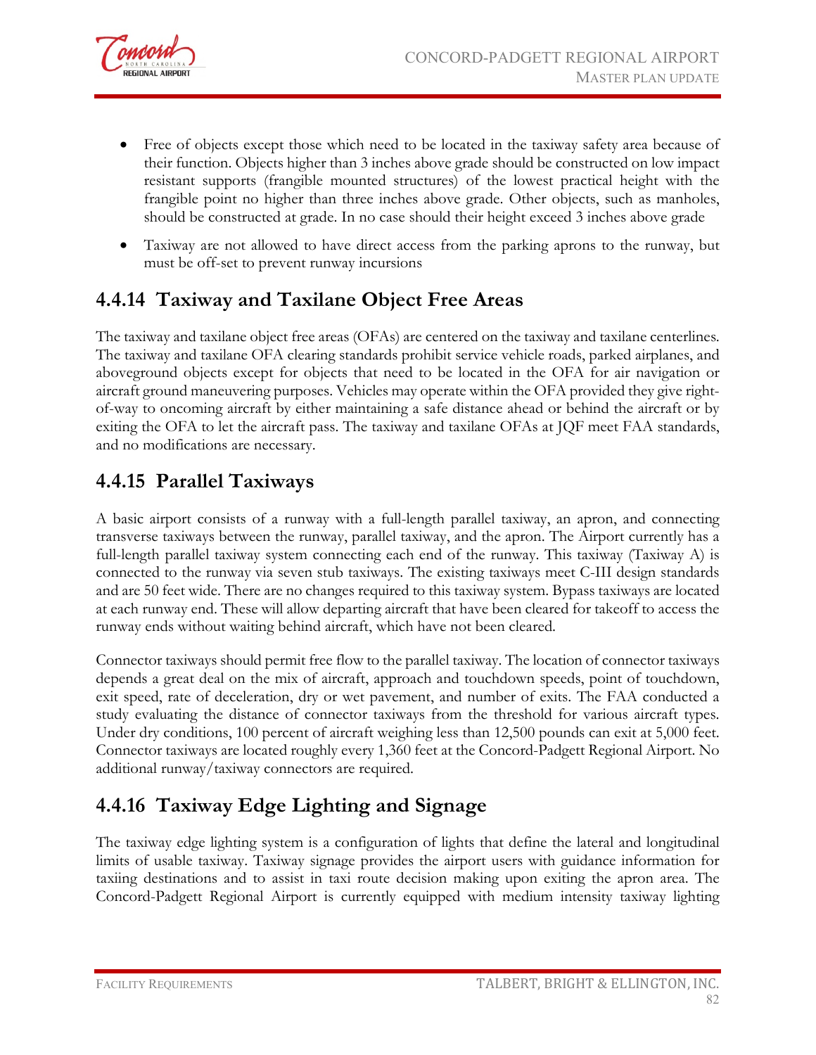- Free of objects except those which need to be located in the taxiway safety area because of their function. Objects higher than 3 inches above grade should be constructed on low impact resistant supports (frangible mounted structures) of the lowest practical height with the frangible point no higher than three inches above grade. Other objects, such as manholes, should be constructed at grade. In no case should their height exceed 3 inches above grade

- Taxiway are not allowed to have direct access from the parking aprons to the runway, but must be off-set to prevent runway incursions

## 4.4.14 Taxiway and Taxilane Object Free Areas

The taxiway and taxilane object free areas (OFAs) are centered on the taxiway and taxilane centerlines. The taxiway and taxilane OFA clearing standards prohibit service vehicle roads, parked airplanes, and aboveground objects except for objects that need to be located in the OFA for air navigation or aircraft ground maneuvering purposes. Vehicles may operate within the OFA provided they give right-of-way to oncoming aircraft by either maintaining a safe distance ahead or behind the aircraft or by exiting the OFA to let the aircraft pass. The taxiway and taxilane OFAs at JQF meet FAA standards, and no modifications are necessary.

## 4.4.15 Parallel Taxiways

A basic airport consists of a runway with a full-length parallel taxiway, an apron, and connecting transverse taxiways between the runway, parallel taxiway, and the apron. The Airport currently has a full-length parallel taxiway system connecting each end of the runway. This taxiway (Taxiway A) is connected to the runway via seven stub taxiways. The existing taxiways meet C-III design standards and are 50 feet wide. There are no changes required to this taxiway system. Bypass taxiways are located at each runway end. These will allow departing aircraft that have been cleared for takeoff to access the runway ends without waiting behind aircraft, which have not been cleared.

Connector taxiways should permit free flow to the parallel taxiway. The location of connector taxiways depends a great deal on the mix of aircraft, approach and touchdown speeds, point of touchdown, exit speed, rate of deceleration, dry or wet pavement, and number of exits. The FAA conducted a study evaluating the distance of connector taxiways from the threshold for various aircraft types. Under dry conditions, 100 percent of aircraft weighing less than 12,500 pounds can exit at 5,000 feet. Connector taxiways are located roughly every 1,360 feet at the Concord-Padgett Regional Airport. No additional runway/taxiway connectors are required.

## 4.4.16 Taxiway Edge Lighting and Signage

The taxiway edge lighting system is a configuration of lights that define the lateral and longitudinal limits of usable taxiway. Taxiway signage provides the airport users with guidance information for taxiing destinations and to assist in taxi route decision making upon exiting the apron area. The Concord-Padgett Regional Airport is currently equipped with medium intensity taxiway lighting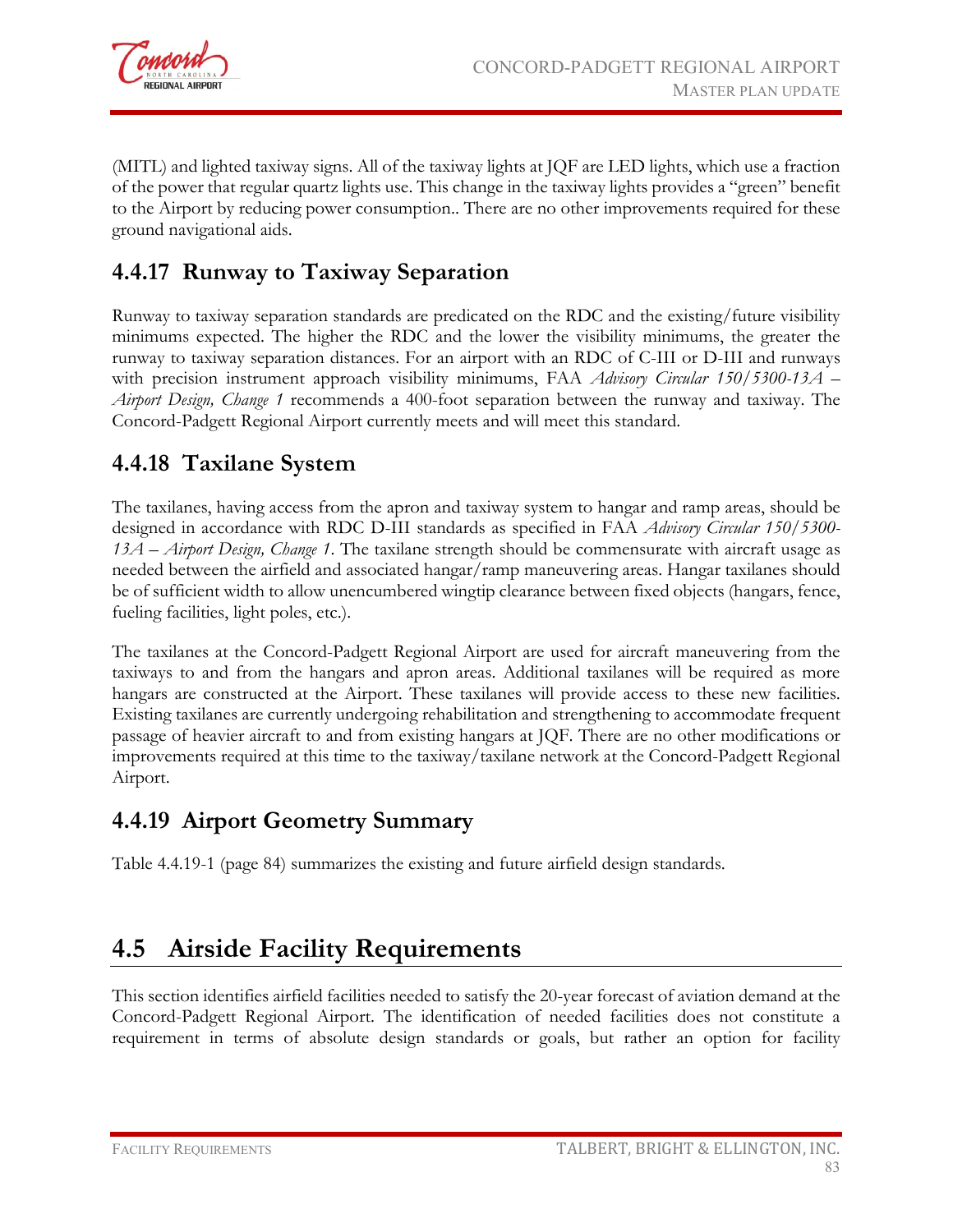(MITL) and lighted taxiway signs. All of the taxiway lights at JQF are LED lights, which use a fraction of the power that regular quartz lights use. This change in the taxiway lights provides a "green" benefit to the Airport by reducing power consumption.. There are no other improvements required for these ground navigational aids.

### 4.4.17 Runway to Taxiway Separation

Runway to taxiway separation standards are predicated on the RDC and the existing/future visibility minimums expected. The higher the RDC and the lower the visibility minimums, the greater the runway to taxiway separation distances. For an airport with an RDC of C-III or D-III and runways with precision instrument approach visibility minimums, FAA *Advisory Circular 150/5300-13A – Airport Design, Change 1* recommends a 400-foot separation between the runway and taxiway. The Concord-Padgett Regional Airport currently meets and will meet this standard.

### 4.4.18 Taxilane System

The taxilanes, having access from the apron and taxiway system to hangar and ramp areas, should be designed in accordance with RDC D-III standards as specified in FAA *Advisory Circular 150/5300-13A – Airport Design, Change 1*. The taxilane strength should be commensurate with aircraft usage as needed between the airfield and associated hangar/ramp maneuvering areas. Hangar taxilanes should be of sufficient width to allow unencumbered wingtip clearance between fixed objects (hangars, fence, fueling facilities, light poles, etc.).

The taxilanes at the Concord-Padgett Regional Airport are used for aircraft maneuvering from the taxiways to and from the hangars and apron areas. Additional taxilanes will be required as more hangars are constructed at the Airport. These taxilanes will provide access to these new facilities. Existing taxilanes are currently undergoing rehabilitation and strengthening to accommodate frequent passage of heavier aircraft to and from existing hangars at JQF. There are no other modifications or improvements required at this time to the taxiway/taxilane network at the Concord-Padgett Regional Airport.

### 4.4.19 Airport Geometry Summary

Table 4.4.19-1 (page 84) summarizes the existing and future airfield design standards.

## 4.5 Airside Facility Requirements

This section identifies airfield facilities needed to satisfy the 20-year forecast of aviation demand at the Concord-Padgett Regional Airport. The identification of needed facilities does not constitute a requirement in terms of absolute design standards or goals, but rather an option for facility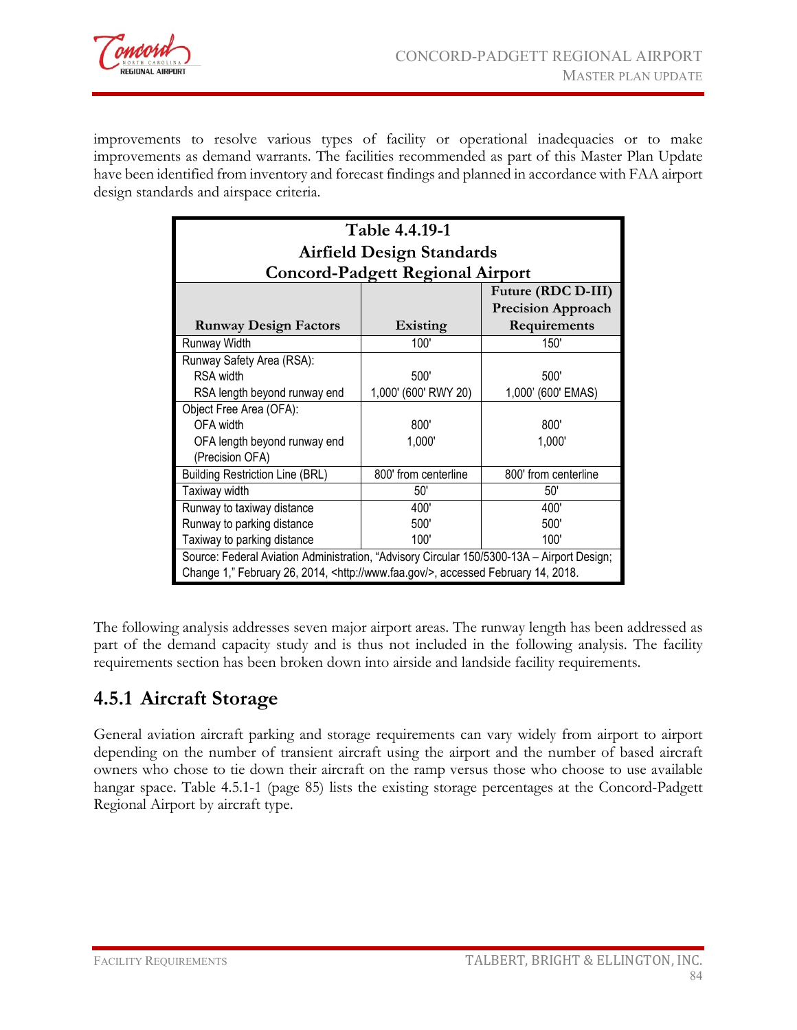improvements to resolve various types of facility or operational inadequacies or to make improvements as demand warrants. The facilities recommended as part of this Master Plan Update have been identified from inventory and forecast findings and planned in accordance with FAA airport design standards and airspace criteria.

**Table 4.4.19-1**
**Airfield Design Standards**
**Concord-Padgett Regional Airport**

| Runway Design Factors | Existing | Future (RDC D-III) Precision Approach Requirements |
|---|---|---|
| Runway Width | 100' | 150' |
| Runway Safety Area (RSA): | | |
| RSA width | 500' | 500' |
| RSA length beyond runway end | 1,000' (600' RWY 20) | 1,000' (600' EMAS) |
| Object Free Area (OFA): | | |
| OFA width | 800' | 800' |
| OFA length beyond runway end (Precision OFA) | 1,000' | 1,000' |
| Building Restriction Line (BRL) | 800' from centerline | 800' from centerline |
| Taxiway width | 50' | 50' |
| Runway to taxiway distance | 400' | 400' |
| Runway to parking distance | 500' | 500' |
| Taxiway to parking distance | 100' | 100' |

Source: Federal Aviation Administration, "Advisory Circular 150/5300-13A – Airport Design; Change 1," February 26, 2014, <http://www.faa.gov/>, accessed February 14, 2018.

The following analysis addresses seven major airport areas. The runway length has been addressed as part of the demand capacity study and is thus not included in the following analysis. The facility requirements section has been broken down into airside and landside facility requirements.

## 4.5.1 Aircraft Storage

General aviation aircraft parking and storage requirements can vary widely from airport to airport depending on the number of transient aircraft using the airport and the number of based aircraft owners who chose to tie down their aircraft on the ramp versus those who choose to use available hangar space. Table 4.5.1-1 (page 85) lists the existing storage percentages at the Concord-Padgett Regional Airport by aircraft type.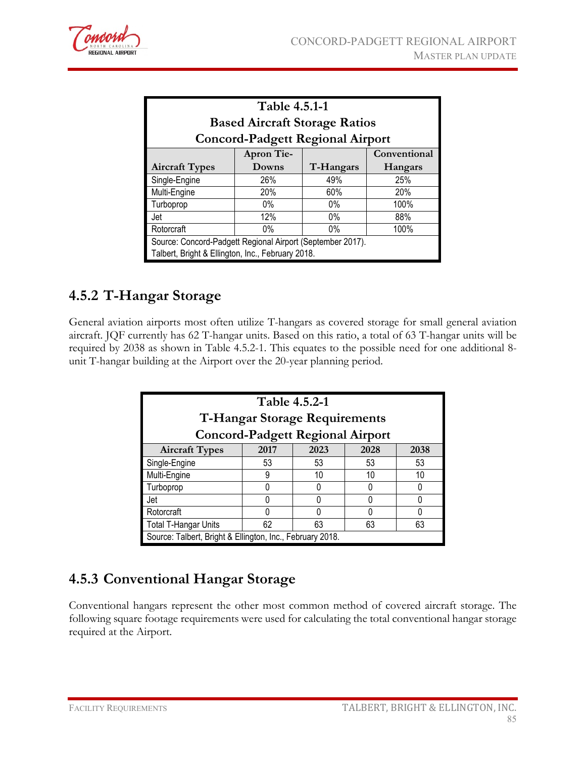| Table 4.5.1-1<br>Based Aircraft Storage Ratios<br>Concord-Padgett Regional Airport | | | |
|---|---|---|---|
| **Aircraft Types** | **Apron Tie-Downs** | **T-Hangars** | **Conventional Hangars** |
| Single-Engine | 26% | 49% | 25% |
| Multi-Engine | 20% | 60% | 20% |
| Turboprop | 0% | 0% | 100% |
| Jet | 12% | 0% | 88% |
| Rotorcraft | 0% | 0% | 100% |
| Source: Concord-Padgett Regional Airport (September 2017).<br>Talbert, Bright & Ellington, Inc., February 2018. | | | |

## 4.5.2 T-Hangar Storage

General aviation airports most often utilize T-hangars as covered storage for small general aviation aircraft. JQF currently has 62 T-hangar units. Based on this ratio, a total of 63 T-hangar units will be required by 2038 as shown in Table 4.5.2-1. This equates to the possible need for one additional 8-unit T-hangar building at the Airport over the 20-year planning period.

| Table 4.5.2-1<br>T-Hangar Storage Requirements<br>Concord-Padgett Regional Airport | | | | |
|---|---|---|---|---|
| **Aircraft Types** | **2017** | **2023** | **2028** | **2038** |
| Single-Engine | 53 | 53 | 53 | 53 |
| Multi-Engine | 9 | 10 | 10 | 10 |
| Turboprop | 0 | 0 | 0 | 0 |
| Jet | 0 | 0 | 0 | 0 |
| Rotorcraft | 0 | 0 | 0 | 0 |
| Total T-Hangar Units | 62 | 63 | 63 | 63 |
| Source: Talbert, Bright & Ellington, Inc., February 2018. | | | | |

## 4.5.3 Conventional Hangar Storage

Conventional hangars represent the other most common method of covered aircraft storage. The following square footage requirements were used for calculating the total conventional hangar storage required at the Airport.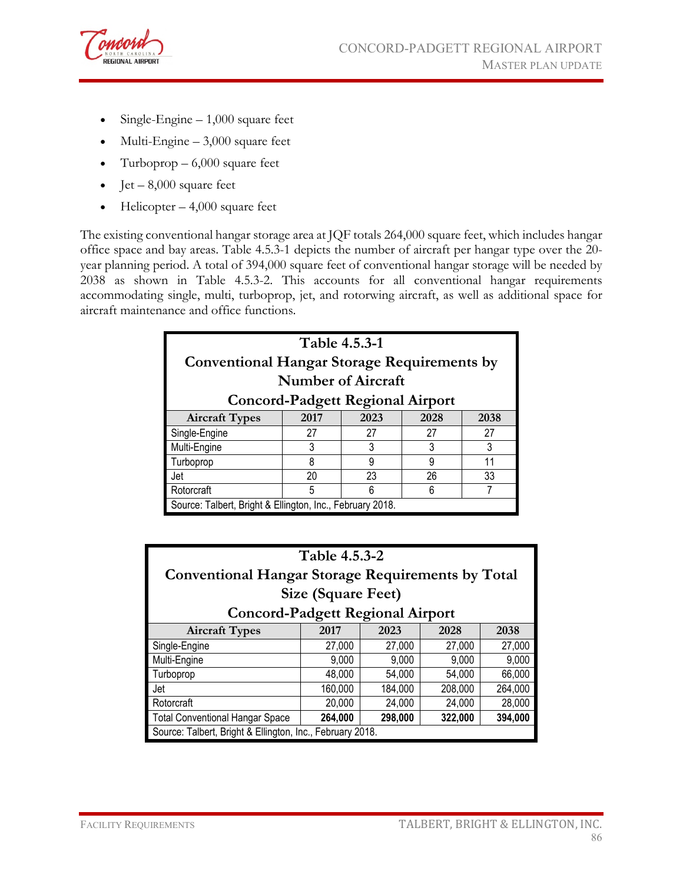- Single-Engine – 1,000 square feet
- Multi-Engine – 3,000 square feet
- Turboprop – 6,000 square feet
- Jet – 8,000 square feet
- Helicopter – 4,000 square feet

The existing conventional hangar storage area at JQF totals 264,000 square feet, which includes hangar office space and bay areas. Table 4.5.3-1 depicts the number of aircraft per hangar type over the 20-year planning period. A total of 394,000 square feet of conventional hangar storage will be needed by 2038 as shown in Table 4.5.3-2. This accounts for all conventional hangar requirements accommodating single, multi, turboprop, jet, and rotorwing aircraft, as well as additional space for aircraft maintenance and office functions.

**Table 4.5.3-1**
**Conventional Hangar Storage Requirements by Number of Aircraft**
**Concord-Padgett Regional Airport**

| Aircraft Types | 2017 | 2023 | 2028 | 2038 |
|---|---|---|---|---|
| Single-Engine | 27 | 27 | 27 | 27 |
| Multi-Engine | 3 | 3 | 3 | 3 |
| Turboprop | 8 | 9 | 9 | 11 |
| Jet | 20 | 23 | 26 | 33 |
| Rotorcraft | 5 | 6 | 6 | 7 |

Source: Talbert, Bright & Ellington, Inc., February 2018.

**Table 4.5.3-2**
**Conventional Hangar Storage Requirements by Total Size (Square Feet)**
**Concord-Padgett Regional Airport**

| Aircraft Types | 2017 | 2023 | 2028 | 2038 |
|---|---|---|---|---|
| Single-Engine | 27,000 | 27,000 | 27,000 | 27,000 |
| Multi-Engine | 9,000 | 9,000 | 9,000 | 9,000 |
| Turboprop | 48,000 | 54,000 | 54,000 | 66,000 |
| Jet | 160,000 | 184,000 | 208,000 | 264,000 |
| Rotorcraft | 20,000 | 24,000 | 24,000 | 28,000 |
| Total Conventional Hangar Space | **264,000** | **298,000** | **322,000** | **394,000** |

Source: Talbert, Bright & Ellington, Inc., February 2018.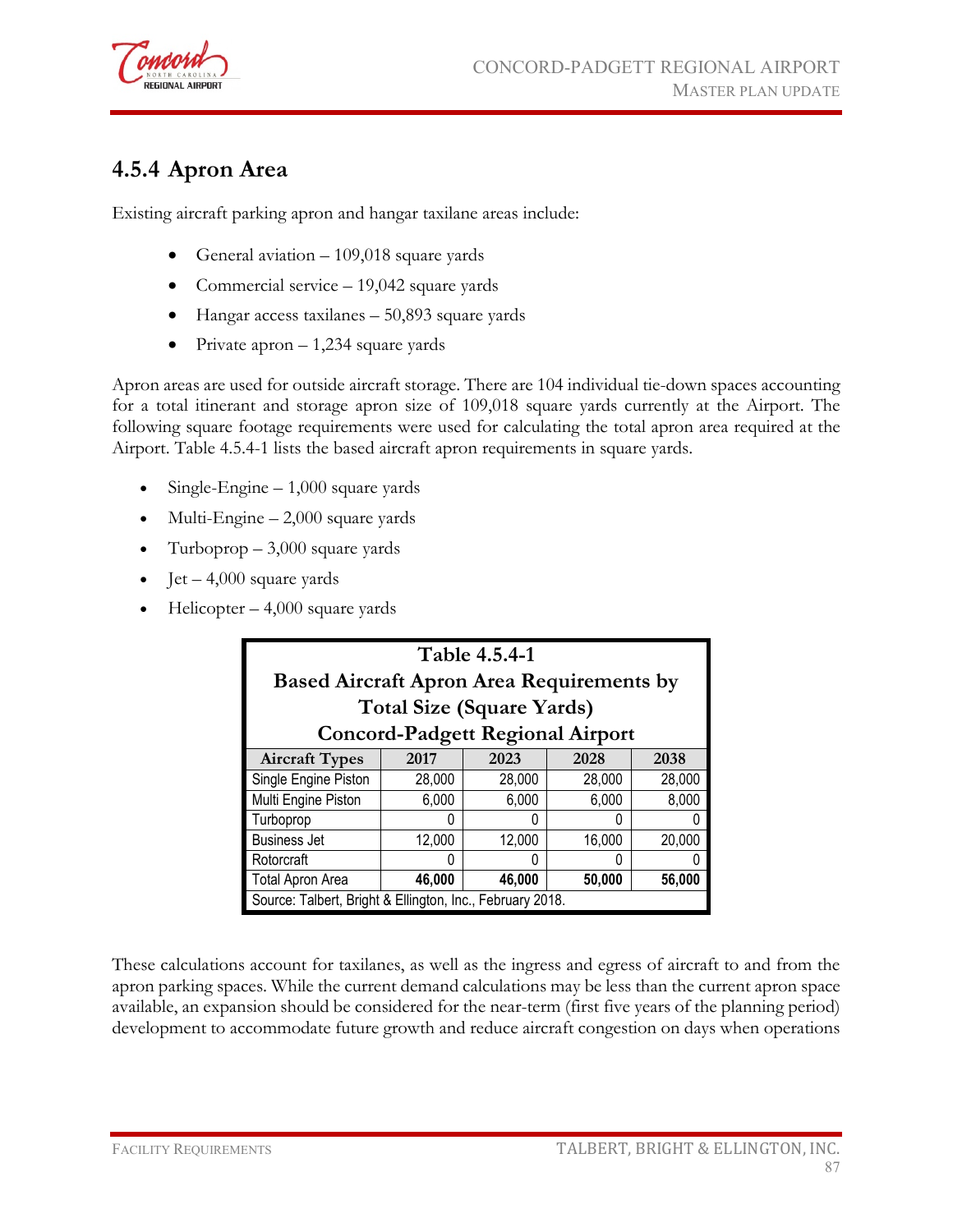## 4.5.4 Apron Area

Existing aircraft parking apron and hangar taxilane areas include:

- General aviation – 109,018 square yards
- Commercial service – 19,042 square yards
- Hangar access taxilanes – 50,893 square yards
- Private apron – 1,234 square yards

Apron areas are used for outside aircraft storage. There are 104 individual tie-down spaces accounting for a total itinerant and storage apron size of 109,018 square yards currently at the Airport. The following square footage requirements were used for calculating the total apron area required at the Airport. Table 4.5.4-1 lists the based aircraft apron requirements in square yards.

- Single-Engine – 1,000 square yards
- Multi-Engine – 2,000 square yards
- Turboprop – 3,000 square yards
- Jet – 4,000 square yards
- Helicopter – 4,000 square yards

**Table 4.5.4-1**
**Based Aircraft Apron Area Requirements by Total Size (Square Yards)**
**Concord-Padgett Regional Airport**

| Aircraft Types | 2017 | 2023 | 2028 | 2038 |
|---|---|---|---|---|
| Single Engine Piston | 28,000 | 28,000 | 28,000 | 28,000 |
| Multi Engine Piston | 6,000 | 6,000 | 6,000 | 8,000 |
| Turboprop | 0 | 0 | 0 | 0 |
| Business Jet | 12,000 | 12,000 | 16,000 | 20,000 |
| Rotorcraft | 0 | 0 | 0 | 0 |
| Total Apron Area | **46,000** | **46,000** | **50,000** | **56,000** |

Source: Talbert, Bright & Ellington, Inc., February 2018.

These calculations account for taxilanes, as well as the ingress and egress of aircraft to and from the apron parking spaces. While the current demand calculations may be less than the current apron space available, an expansion should be considered for the near-term (first five years of the planning period) development to accommodate future growth and reduce aircraft congestion on days when operations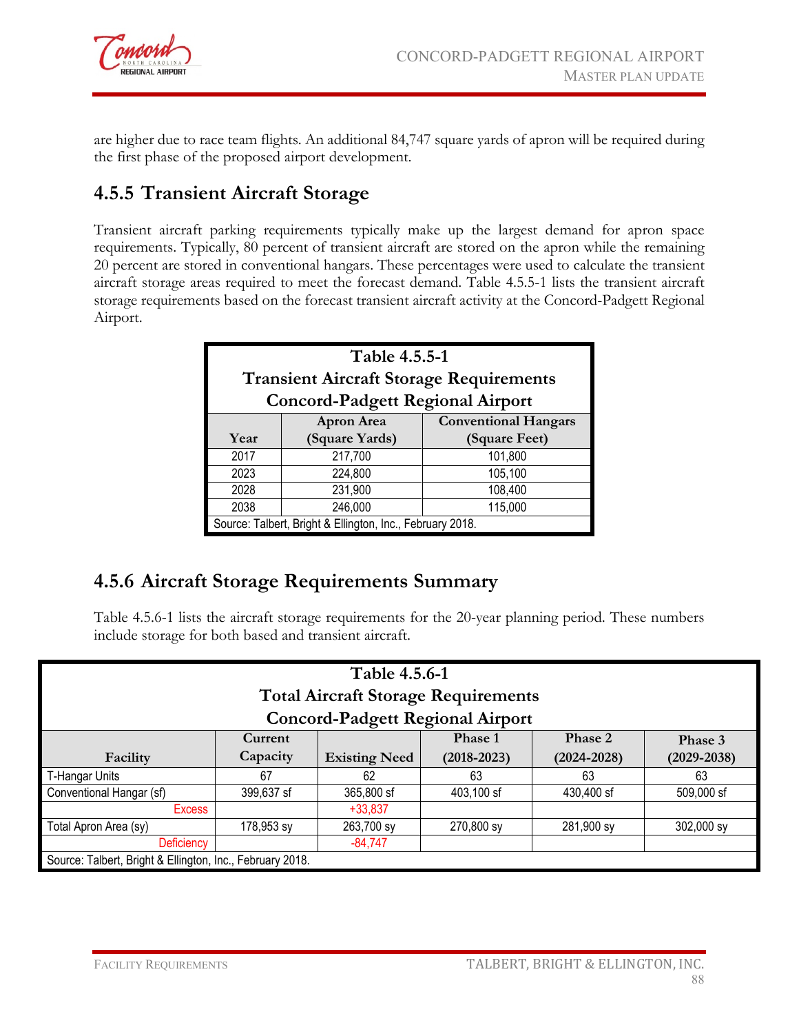are higher due to race team flights. An additional 84,747 square yards of apron will be required during the first phase of the proposed airport development.

## 4.5.5 Transient Aircraft Storage

Transient aircraft parking requirements typically make up the largest demand for apron space requirements. Typically, 80 percent of transient aircraft are stored on the apron while the remaining 20 percent are stored in conventional hangars. These percentages were used to calculate the transient aircraft storage areas required to meet the forecast demand. Table 4.5.5-1 lists the transient aircraft storage requirements based on the forecast transient aircraft activity at the Concord-Padgett Regional Airport.

**Table 4.5.5-1**
**Transient Aircraft Storage Requirements**
**Concord-Padgett Regional Airport**

| Year | Apron Area (Square Yards) | Conventional Hangars (Square Feet) |
|---|---|---|
| 2017 | 217,700 | 101,800 |
| 2023 | 224,800 | 105,100 |
| 2028 | 231,900 | 108,400 |
| 2038 | 246,000 | 115,000 |

Source: Talbert, Bright & Ellington, Inc., February 2018.

## 4.5.6 Aircraft Storage Requirements Summary

Table 4.5.6-1 lists the aircraft storage requirements for the 20-year planning period. These numbers include storage for both based and transient aircraft.

**Table 4.5.6-1**
**Total Aircraft Storage Requirements**
**Concord-Padgett Regional Airport**

| Facility | Current Capacity | Existing Need | Phase 1 (2018-2023) | Phase 2 (2024-2028) | Phase 3 (2029-2038) |
|---|---|---|---|---|---|
| T-Hangar Units | 67 | 62 | 63 | 63 | 63 |
| Conventional Hangar (sf) | 399,637 sf | 365,800 sf | 403,100 sf | 430,400 sf | 509,000 sf |
| Excess | | +33,837 | | | |
| Total Apron Area (sy) | 178,953 sy | 263,700 sy | 270,800 sy | 281,900 sy | 302,000 sy |
| Deficiency | | -84,747 | | | |

Source: Talbert, Bright & Ellington, Inc., February 2018.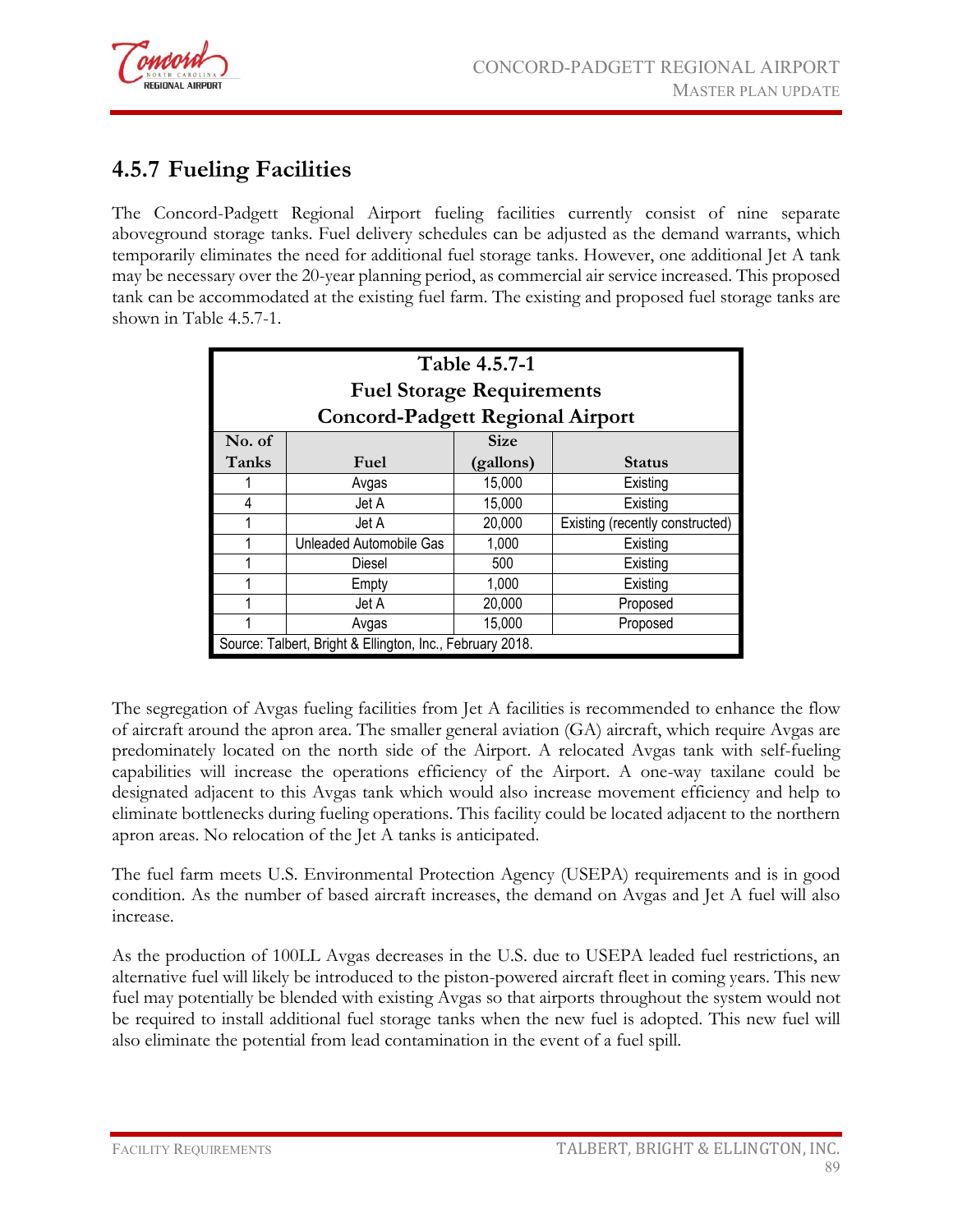## 4.5.7 Fueling Facilities

The Concord-Padgett Regional Airport fueling facilities currently consist of nine separate aboveground storage tanks. Fuel delivery schedules can be adjusted as the demand warrants, which temporarily eliminates the need for additional fuel storage tanks. However, one additional Jet A tank may be necessary over the 20-year planning period, as commercial air service increased. This proposed tank can be accommodated at the existing fuel farm. The existing and proposed fuel storage tanks are shown in Table 4.5.7-1.

**Table 4.5.7-1**
**Fuel Storage Requirements**
**Concord-Padgett Regional Airport**

| No. of Tanks | Fuel | Size (gallons) | Status |
|---|---|---|---|
| 1 | Avgas | 15,000 | Existing |
| 4 | Jet A | 15,000 | Existing |
| 1 | Jet A | 20,000 | Existing (recently constructed) |
| 1 | Unleaded Automobile Gas | 1,000 | Existing |
| 1 | Diesel | 500 | Existing |
| 1 | Empty | 1,000 | Existing |
| 1 | Jet A | 20,000 | Proposed |
| 1 | Avgas | 15,000 | Proposed |

Source: Talbert, Bright & Ellington, Inc., February 2018.

The segregation of Avgas fueling facilities from Jet A facilities is recommended to enhance the flow of aircraft around the apron area. The smaller general aviation (GA) aircraft, which require Avgas are predominately located on the north side of the Airport. A relocated Avgas tank with self-fueling capabilities will increase the operations efficiency of the Airport. A one-way taxilane could be designated adjacent to this Avgas tank which would also increase movement efficiency and help to eliminate bottlenecks during fueling operations. This facility could be located adjacent to the northern apron areas. No relocation of the Jet A tanks is anticipated.

The fuel farm meets U.S. Environmental Protection Agency (USEPA) requirements and is in good condition. As the number of based aircraft increases, the demand on Avgas and Jet A fuel will also increase.

As the production of 100LL Avgas decreases in the U.S. due to USEPA leaded fuel restrictions, an alternative fuel will likely be introduced to the piston-powered aircraft fleet in coming years. This new fuel may potentially be blended with existing Avgas so that airports throughout the system would not be required to install additional fuel storage tanks when the new fuel is adopted. This new fuel will also eliminate the potential from lead contamination in the event of a fuel spill.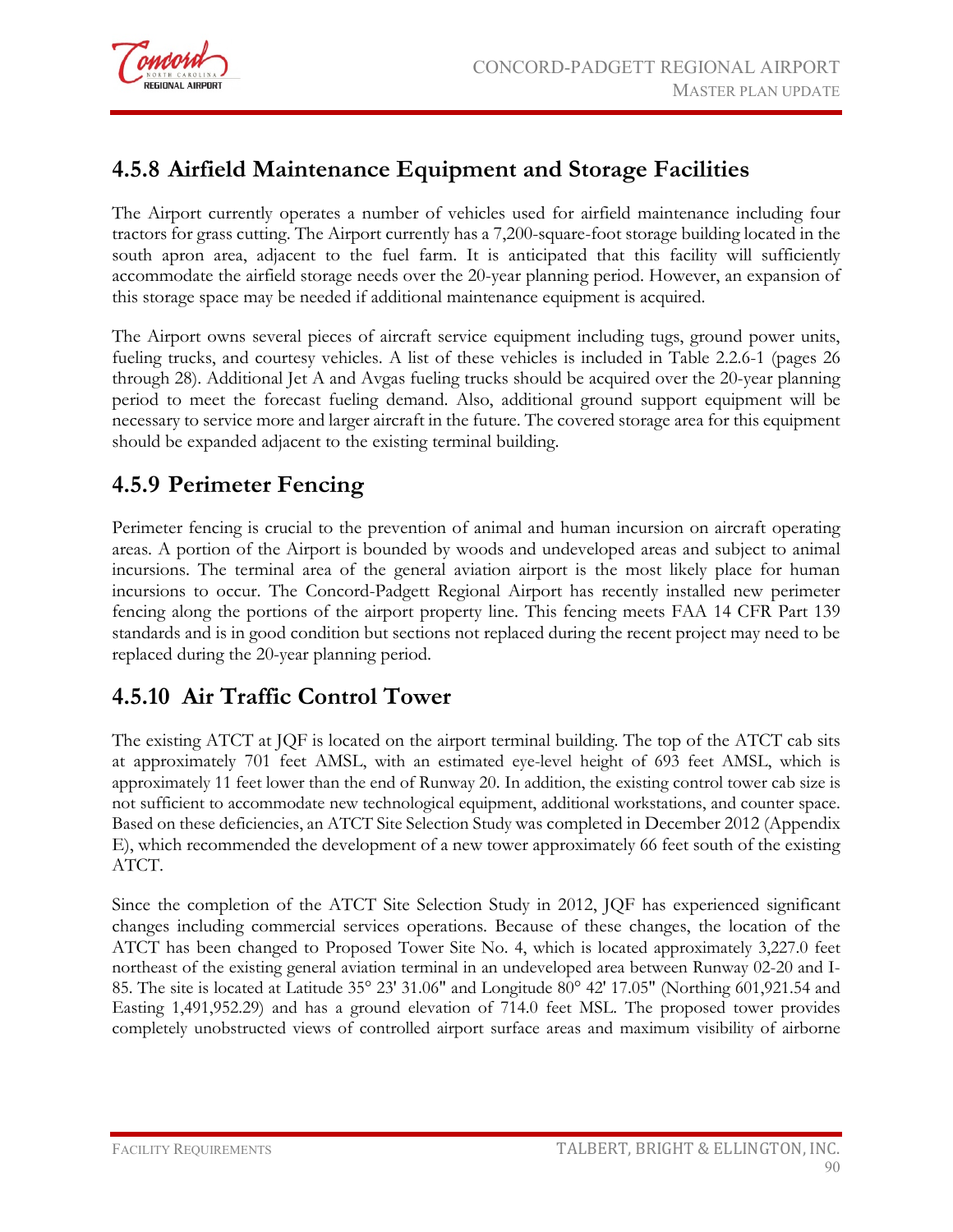## 4.5.8 Airfield Maintenance Equipment and Storage Facilities

The Airport currently operates a number of vehicles used for airfield maintenance including four tractors for grass cutting. The Airport currently has a 7,200-square-foot storage building located in the south apron area, adjacent to the fuel farm. It is anticipated that this facility will sufficiently accommodate the airfield storage needs over the 20-year planning period. However, an expansion of this storage space may be needed if additional maintenance equipment is acquired.

The Airport owns several pieces of aircraft service equipment including tugs, ground power units, fueling trucks, and courtesy vehicles. A list of these vehicles is included in Table 2.2.6-1 (pages 26 through 28). Additional Jet A and Avgas fueling trucks should be acquired over the 20-year planning period to meet the forecast fueling demand. Also, additional ground support equipment will be necessary to service more and larger aircraft in the future. The covered storage area for this equipment should be expanded adjacent to the existing terminal building.

## 4.5.9 Perimeter Fencing

Perimeter fencing is crucial to the prevention of animal and human incursion on aircraft operating areas. A portion of the Airport is bounded by woods and undeveloped areas and subject to animal incursions. The terminal area of the general aviation airport is the most likely place for human incursions to occur. The Concord-Padgett Regional Airport has recently installed new perimeter fencing along the portions of the airport property line. This fencing meets FAA 14 CFR Part 139 standards and is in good condition but sections not replaced during the recent project may need to be replaced during the 20-year planning period.

## 4.5.10 Air Traffic Control Tower

The existing ATCT at JQF is located on the airport terminal building. The top of the ATCT cab sits at approximately 701 feet AMSL, with an estimated eye-level height of 693 feet AMSL, which is approximately 11 feet lower than the end of Runway 20. In addition, the existing control tower cab size is not sufficient to accommodate new technological equipment, additional workstations, and counter space. Based on these deficiencies, an ATCT Site Selection Study was completed in December 2012 (Appendix E), which recommended the development of a new tower approximately 66 feet south of the existing ATCT.

Since the completion of the ATCT Site Selection Study in 2012, JQF has experienced significant changes including commercial services operations. Because of these changes, the location of the ATCT has been changed to Proposed Tower Site No. 4, which is located approximately 3,227.0 feet northeast of the existing general aviation terminal in an undeveloped area between Runway 02-20 and I-85. The site is located at Latitude 35° 23' 31.06" and Longitude 80° 42' 17.05" (Northing 601,921.54 and Easting 1,491,952.29) and has a ground elevation of 714.0 feet MSL. The proposed tower provides completely unobstructed views of controlled airport surface areas and maximum visibility of airborne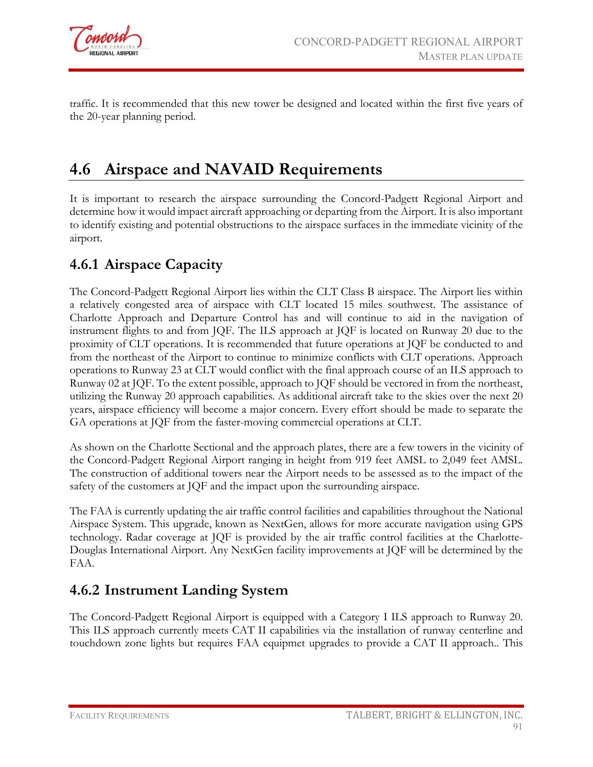traffic. It is recommended that this new tower be designed and located within the first five years of the 20-year planning period.

## 4.6 Airspace and NAVAID Requirements

It is important to research the airspace surrounding the Concord-Padgett Regional Airport and determine how it would impact aircraft approaching or departing from the Airport. It is also important to identify existing and potential obstructions to the airspace surfaces in the immediate vicinity of the airport.

### 4.6.1 Airspace Capacity

The Concord-Padgett Regional Airport lies within the CLT Class B airspace. The Airport lies within a relatively congested area of airspace with CLT located 15 miles southwest. The assistance of Charlotte Approach and Departure Control has and will continue to aid in the navigation of instrument flights to and from JQF. The ILS approach at JQF is located on Runway 20 due to the proximity of CLT operations. It is recommended that future operations at JQF be conducted to and from the northeast of the Airport to continue to minimize conflicts with CLT operations. Approach operations to Runway 23 at CLT would conflict with the final approach course of an ILS approach to Runway 02 at JQF. To the extent possible, approach to JQF should be vectored in from the northeast, utilizing the Runway 20 approach capabilities. As additional aircraft take to the skies over the next 20 years, airspace efficiency will become a major concern. Every effort should be made to separate the GA operations at JQF from the faster-moving commercial operations at CLT.

As shown on the Charlotte Sectional and the approach plates, there are a few towers in the vicinity of the Concord-Padgett Regional Airport ranging in height from 919 feet AMSL to 2,049 feet AMSL. The construction of additional towers near the Airport needs to be assessed as to the impact of the safety of the customers at JQF and the impact upon the surrounding airspace.

The FAA is currently updating the air traffic control facilities and capabilities throughout the National Airspace System. This upgrade, known as NextGen, allows for more accurate navigation using GPS technology. Radar coverage at JQF is provided by the air traffic control facilities at the Charlotte-Douglas International Airport. Any NextGen facility improvements at JQF will be determined by the FAA.

### 4.6.2 Instrument Landing System

The Concord-Padgett Regional Airport is equipped with a Category I ILS approach to Runway 20. This ILS approach currently meets CAT II capabilities via the installation of runway centerline and touchdown zone lights but requires FAA equipmet upgrades to provide a CAT II approach.. This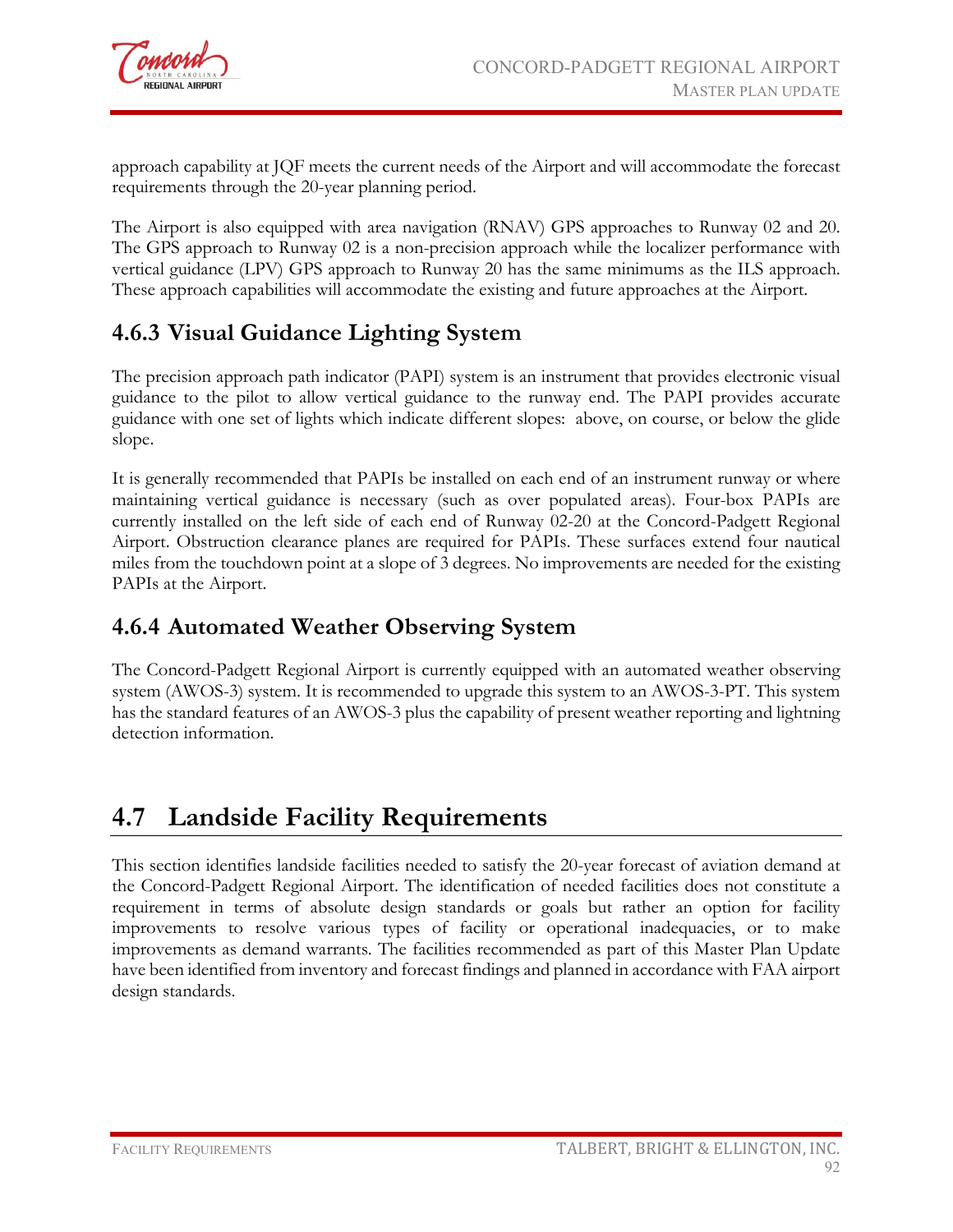approach capability at JQF meets the current needs of the Airport and will accommodate the forecast requirements through the 20-year planning period.

The Airport is also equipped with area navigation (RNAV) GPS approaches to Runway 02 and 20. The GPS approach to Runway 02 is a non-precision approach while the localizer performance with vertical guidance (LPV) GPS approach to Runway 20 has the same minimums as the ILS approach. These approach capabilities will accommodate the existing and future approaches at the Airport.

### 4.6.3 Visual Guidance Lighting System

The precision approach path indicator (PAPI) system is an instrument that provides electronic visual guidance to the pilot to allow vertical guidance to the runway end. The PAPI provides accurate guidance with one set of lights which indicate different slopes: above, on course, or below the glide slope.

It is generally recommended that PAPIs be installed on each end of an instrument runway or where maintaining vertical guidance is necessary (such as over populated areas). Four-box PAPIs are currently installed on the left side of each end of Runway 02-20 at the Concord-Padgett Regional Airport. Obstruction clearance planes are required for PAPIs. These surfaces extend four nautical miles from the touchdown point at a slope of 3 degrees. No improvements are needed for the existing PAPIs at the Airport.

### 4.6.4 Automated Weather Observing System

The Concord-Padgett Regional Airport is currently equipped with an automated weather observing system (AWOS-3) system. It is recommended to upgrade this system to an AWOS-3-PT. This system has the standard features of an AWOS-3 plus the capability of present weather reporting and lightning detection information.

## 4.7 Landside Facility Requirements

This section identifies landside facilities needed to satisfy the 20-year forecast of aviation demand at the Concord-Padgett Regional Airport. The identification of needed facilities does not constitute a requirement in terms of absolute design standards or goals but rather an option for facility improvements to resolve various types of facility or operational inadequacies, or to make improvements as demand warrants. The facilities recommended as part of this Master Plan Update have been identified from inventory and forecast findings and planned in accordance with FAA airport design standards.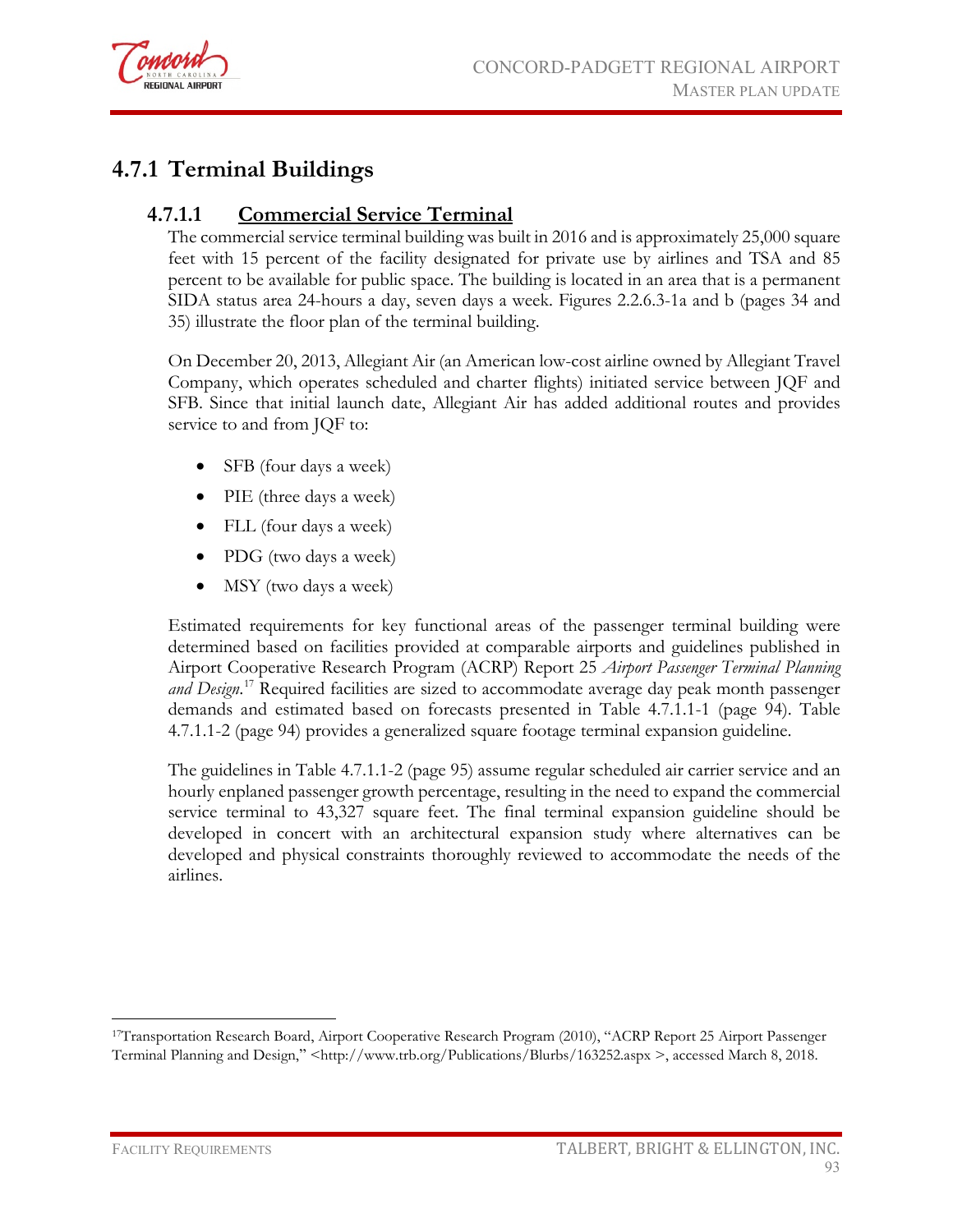## 4.7.1 Terminal Buildings

### 4.7.1.1 Commercial Service Terminal

The commercial service terminal building was built in 2016 and is approximately 25,000 square feet with 15 percent of the facility designated for private use by airlines and TSA and 85 percent to be available for public space. The building is located in an area that is a permanent SIDA status area 24-hours a day, seven days a week. Figures 2.2.6.3-1a and b (pages 34 and 35) illustrate the floor plan of the terminal building.

On December 20, 2013, Allegiant Air (an American low-cost airline owned by Allegiant Travel Company, which operates scheduled and charter flights) initiated service between JQF and SFB. Since that initial launch date, Allegiant Air has added additional routes and provides service to and from JQF to:

- SFB (four days a week)
- PIE (three days a week)
- FLL (four days a week)
- PDG (two days a week)
- MSY (two days a week)

Estimated requirements for key functional areas of the passenger terminal building were determined based on facilities provided at comparable airports and guidelines published in Airport Cooperative Research Program (ACRP) Report 25 *Airport Passenger Terminal Planning and Design*.[17] Required facilities are sized to accommodate average day peak month passenger demands and estimated based on forecasts presented in Table 4.7.1.1-1 (page 94). Table 4.7.1.1-2 (page 94) provides a generalized square footage terminal expansion guideline.

The guidelines in Table 4.7.1.1-2 (page 95) assume regular scheduled air carrier service and an hourly enplaned passenger growth percentage, resulting in the need to expand the commercial service terminal to 43,327 square feet. The final terminal expansion guideline should be developed in concert with an architectural expansion study where alternatives can be developed and physical constraints thoroughly reviewed to accommodate the needs of the airlines.

[17]Transportation Research Board, Airport Cooperative Research Program (2010), "ACRP Report 25 Airport Passenger Terminal Planning and Design," <http://www.trb.org/Publications/Blurbs/163252.aspx >, accessed March 8, 2018.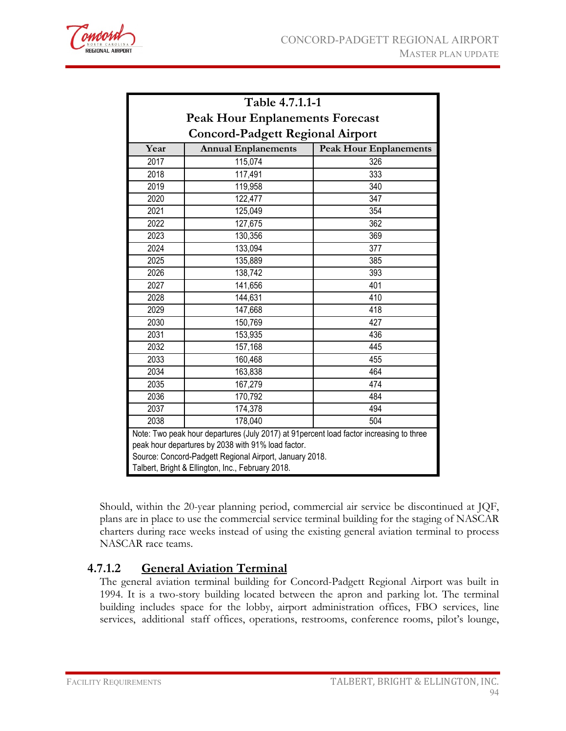**Table 4.7.1.1-1**
**Peak Hour Enplanements Forecast**
**Concord-Padgett Regional Airport**

| Year | Annual Enplanements | Peak Hour Enplanements |
|---|---|---|
| 2017 | 115,074 | 326 |
| 2018 | 117,491 | 333 |
| 2019 | 119,958 | 340 |
| 2020 | 122,477 | 347 |
| 2021 | 125,049 | 354 |
| 2022 | 127,675 | 362 |
| 2023 | 130,356 | 369 |
| 2024 | 133,094 | 377 |
| 2025 | 135,889 | 385 |
| 2026 | 138,742 | 393 |
| 2027 | 141,656 | 401 |
| 2028 | 144,631 | 410 |
| 2029 | 147,668 | 418 |
| 2030 | 150,769 | 427 |
| 2031 | 153,935 | 436 |
| 2032 | 157,168 | 445 |
| 2033 | 160,468 | 455 |
| 2034 | 163,838 | 464 |
| 2035 | 167,279 | 474 |
| 2036 | 170,792 | 484 |
| 2037 | 174,378 | 494 |
| 2038 | 178,040 | 504 |

Note: Two peak hour departures (July 2017) at 91percent load factor increasing to three peak hour departures by 2038 with 91% load factor.
Source: Concord-Padgett Regional Airport, January 2018.
Talbert, Bright & Ellington, Inc., February 2018.

Should, within the 20-year planning period, commercial air service be discontinued at JQF, plans are in place to use the commercial service terminal building for the staging of NASCAR charters during race weeks instead of using the existing general aviation terminal to process NASCAR race teams.

### 4.7.1.2 General Aviation Terminal

The general aviation terminal building for Concord-Padgett Regional Airport was built in 1994. It is a two-story building located between the apron and parking lot. The terminal building includes space for the lobby, airport administration offices, FBO services, line services, additional staff offices, operations, restrooms, conference rooms, pilot's lounge,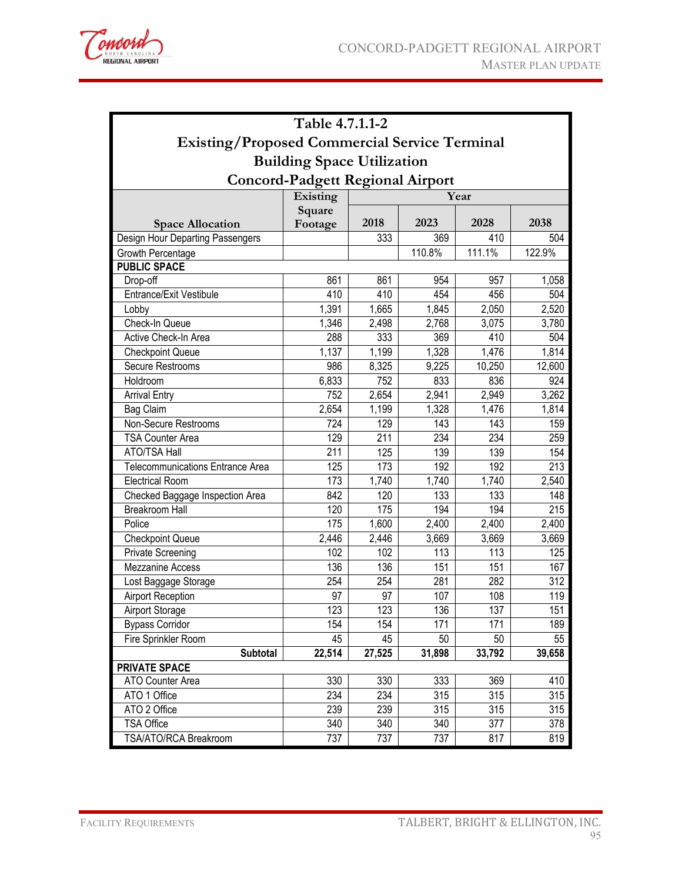**Table 4.7.1.1-2**
**Existing/Proposed Commercial Service Terminal Building Space Utilization**
**Concord-Padgett Regional Airport**

| Space Allocation | Existing Square Footage | Year | | | |
|---|---|---|---|---|---|
| | | 2018 | 2023 | 2028 | 2038 |
| Design Hour Departing Passengers | | 333 | 369 | 410 | 504 |
| Growth Percentage | | | 110.8% | 111.1% | 122.9% |
| **PUBLIC SPACE** | | | | | |
| Drop-off | 861 | 861 | 954 | 957 | 1,058 |
| Entrance/Exit Vestibule | 410 | 410 | 454 | 456 | 504 |
| Lobby | 1,391 | 1,665 | 1,845 | 2,050 | 2,520 |
| Check-In Queue | 1,346 | 2,498 | 2,768 | 3,075 | 3,780 |
| Active Check-In Area | 288 | 333 | 369 | 410 | 504 |
| Checkpoint Queue | 1,137 | 1,199 | 1,328 | 1,476 | 1,814 |
| Secure Restrooms | 986 | 8,325 | 9,225 | 10,250 | 12,600 |
| Holdroom | 6,833 | 752 | 833 | 836 | 924 |
| Arrival Entry | 752 | 2,654 | 2,941 | 2,949 | 3,262 |
| Bag Claim | 2,654 | 1,199 | 1,328 | 1,476 | 1,814 |
| Non-Secure Restrooms | 724 | 129 | 143 | 143 | 159 |
| TSA Counter Area | 129 | 211 | 234 | 234 | 259 |
| ATO/TSA Hall | 211 | 125 | 139 | 139 | 154 |
| Telecommunications Entrance Area | 125 | 173 | 192 | 192 | 213 |
| Electrical Room | 173 | 1,740 | 1,740 | 1,740 | 2,540 |
| Checked Baggage Inspection Area | 842 | 120 | 133 | 133 | 148 |
| Breakroom Hall | 120 | 175 | 194 | 194 | 215 |
| Police | 175 | 1,600 | 2,400 | 2,400 | 2,400 |
| Checkpoint Queue | 2,446 | 2,446 | 3,669 | 3,669 | 3,669 |
| Private Screening | 102 | 102 | 113 | 113 | 125 |
| Mezzanine Access | 136 | 136 | 151 | 151 | 167 |
| Lost Baggage Storage | 254 | 254 | 281 | 282 | 312 |
| Airport Reception | 97 | 97 | 107 | 108 | 119 |
| Airport Storage | 123 | 123 | 136 | 137 | 151 |
| Bypass Corridor | 154 | 154 | 171 | 171 | 189 |
| Fire Sprinkler Room | 45 | 45 | 50 | 50 | 55 |
| **Subtotal** | **22,514** | **27,525** | **31,898** | **33,792** | **39,658** |
| **PRIVATE SPACE** | | | | | |
| ATO Counter Area | 330 | 330 | 333 | 369 | 410 |
| ATO 1 Office | 234 | 234 | 315 | 315 | 315 |
| ATO 2 Office | 239 | 239 | 315 | 315 | 315 |
| TSA Office | 340 | 340 | 340 | 377 | 378 |
| TSA/ATO/RCA Breakroom | 737 | 737 | 737 | 817 | 819 |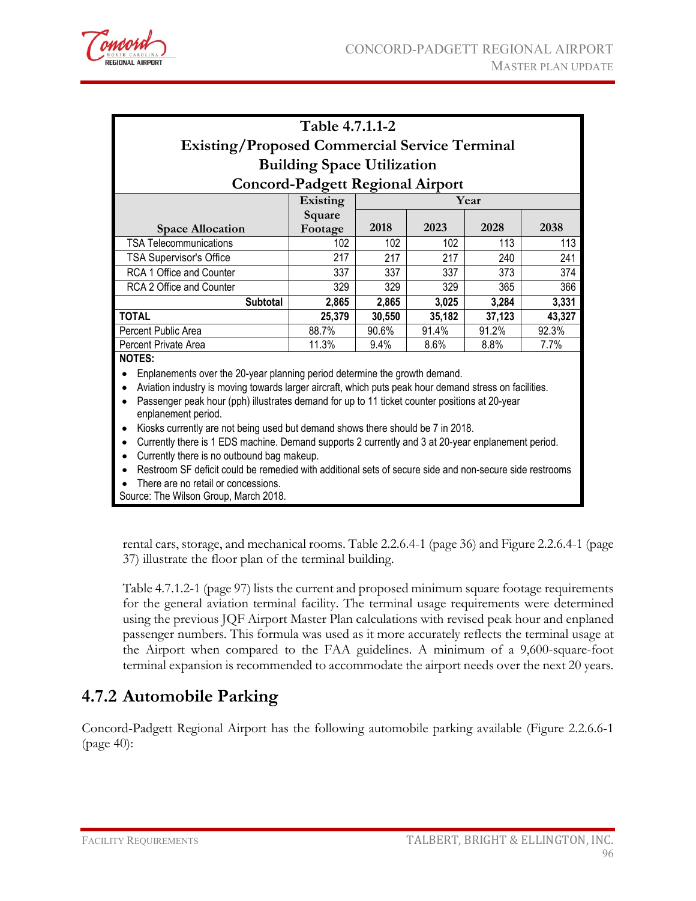**Table 4.7.1.1-2**
**Existing/Proposed Commercial Service Terminal Building Space Utilization**
**Concord-Padgett Regional Airport**

| Space Allocation | Existing Square Footage | Year 2018 | 2023 | 2028 | 2038 |
|---|---|---|---|---|---|
| TSA Telecommunications | 102 | 102 | 102 | 113 | 113 |
| TSA Supervisor's Office | 217 | 217 | 217 | 240 | 241 |
| RCA 1 Office and Counter | 337 | 337 | 337 | 373 | 374 |
| RCA 2 Office and Counter | 329 | 329 | 329 | 365 | 366 |
| **Subtotal** | **2,865** | **2,865** | **3,025** | **3,284** | **3,331** |
| **TOTAL** | **25,379** | **30,550** | **35,182** | **37,123** | **43,327** |
| Percent Public Area | 88.7% | 90.6% | 91.4% | 91.2% | 92.3% |
| Percent Private Area | 11.3% | 9.4% | 8.6% | 8.8% | 7.7% |

**NOTES:**

- Enplanements over the 20-year planning period determine the growth demand.
- Aviation industry is moving towards larger aircraft, which puts peak hour demand stress on facilities.
- Passenger peak hour (pph) illustrates demand for up to 11 ticket counter positions at 20-year enplanement period.
- Kiosks currently are not being used but demand shows there should be 7 in 2018.
- Currently there is 1 EDS machine. Demand supports 2 currently and 3 at 20-year enplanement period.
- Currently there is no outbound bag makeup.
- Restroom SF deficit could be remedied with additional sets of secure side and non-secure side restrooms
- There are no retail or concessions.

Source: The Wilson Group, March 2018.

rental cars, storage, and mechanical rooms. Table 2.2.6.4-1 (page 36) and Figure 2.2.6.4-1 (page 37) illustrate the floor plan of the terminal building.

Table 4.7.1.2-1 (page 97) lists the current and proposed minimum square footage requirements for the general aviation terminal facility. The terminal usage requirements were determined using the previous JQF Airport Master Plan calculations with revised peak hour and enplaned passenger numbers. This formula was used as it more accurately reflects the terminal usage at the Airport when compared to the FAA guidelines. A minimum of a 9,600-square-foot terminal expansion is recommended to accommodate the airport needs over the next 20 years.

## 4.7.2 Automobile Parking

Concord-Padgett Regional Airport has the following automobile parking available (Figure 2.2.6.6-1 (page 40):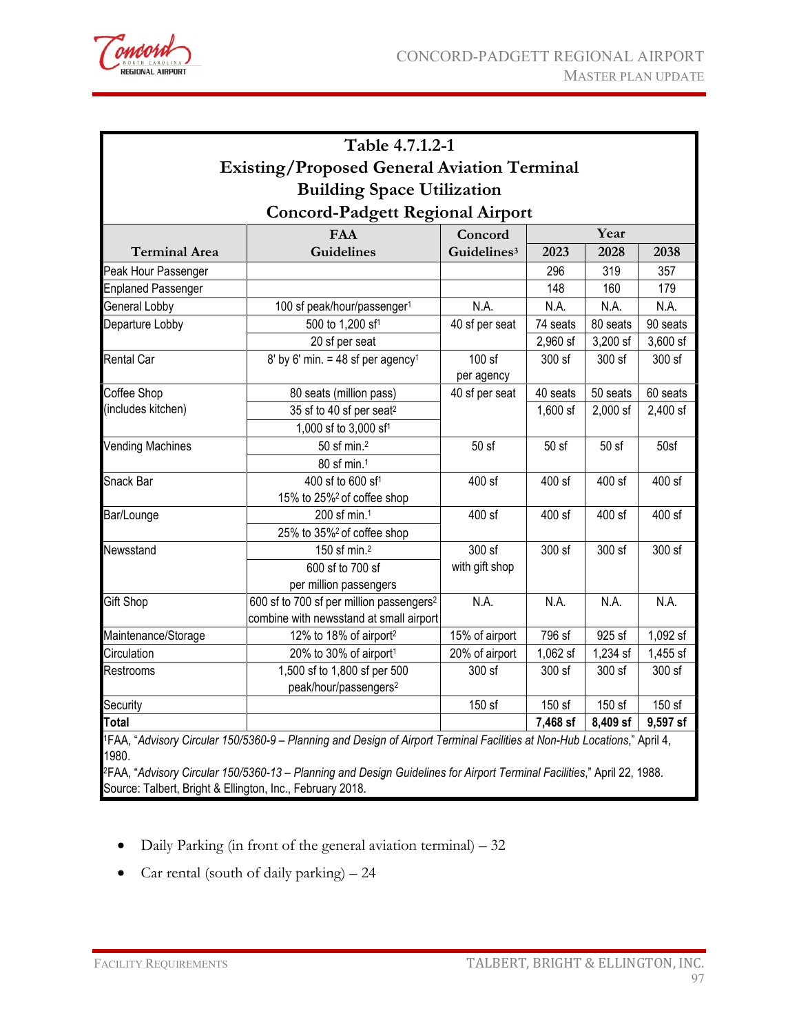**Table 4.7.1.2-1**
**Existing/Proposed General Aviation Terminal Building Space Utilization**
**Concord-Padgett Regional Airport**

| Terminal Area | FAA Guidelines | Concord Guidelines[3] | Year 2023 | Year 2028 | Year 2038 |
|---|---|---|---|---|---|
| Peak Hour Passenger | | | 296 | 319 | 357 |
| Enplaned Passenger | | | 148 | 160 | 179 |
| General Lobby | 100 sf peak/hour/passenger[1] | N.A. | N.A. | N.A. | N.A. |
| Departure Lobby | 500 to 1,200 sf[1] | 40 sf per seat | 74 seats | 80 seats | 90 seats |
| | 20 sf per seat | | 2,960 sf | 3,200 sf | 3,600 sf |
| Rental Car | 8' by 6' min. = 48 sf per agency[1] | 100 sf per agency | 300 sf | 300 sf | 300 sf |
| Coffee Shop (includes kitchen) | 80 seats (million pass) | 40 sf per seat | 40 seats | 50 seats | 60 seats |
| | 35 sf to 40 sf per seat[2] | | 1,600 sf | 2,000 sf | 2,400 sf |
| | 1,000 sf to 3,000 sf[1] | | | | |
| Vending Machines | 50 sf min.[2] | 50 sf | 50 sf | 50 sf | 50sf |
| | 80 sf min.[1] | | | | |
| Snack Bar | 400 sf to 600 sf[1] 15% to 25%[2] of coffee shop | 400 sf | 400 sf | 400 sf | 400 sf |
| Bar/Lounge | 200 sf min.[1] | 400 sf | 400 sf | 400 sf | 400 sf |
| | 25% to 35%[2] of coffee shop | | | | |
| Newsstand | 150 sf min.[2] | 300 sf with gift shop | 300 sf | 300 sf | 300 sf |
| | 600 sf to 700 sf per million passengers | | | | |
| Gift Shop | 600 sf to 700 sf per million passengers[2] combine with newsstand at small airport | N.A. | N.A. | N.A. | N.A. |
| Maintenance/Storage | 12% to 18% of airport[2] | 15% of airport | 796 sf | 925 sf | 1,092 sf |
| Circulation | 20% to 30% of airport[1] | 20% of airport | 1,062 sf | 1,234 sf | 1,455 sf |
| Restrooms | 1,500 sf to 1,800 sf per 500 peak/hour/passengers[2] | 300 sf | 300 sf | 300 sf | 300 sf |
| Security | | 150 sf | 150 sf | 150 sf | 150 sf |
| **Total** | | | **7,468 sf** | **8,409 sf** | **9,597 sf** |

[1]FAA, "*Advisory Circular 150/5360-9 – Planning and Design of Airport Terminal Facilities at Non-Hub Locations*," April 4, 1980.
[2]FAA, "*Advisory Circular 150/5360-13 – Planning and Design Guidelines for Airport Terminal Facilities*," April 22, 1988.
Source: Talbert, Bright & Ellington, Inc., February 2018.

- Daily Parking (in front of the general aviation terminal) – 32
- Car rental (south of daily parking) – 24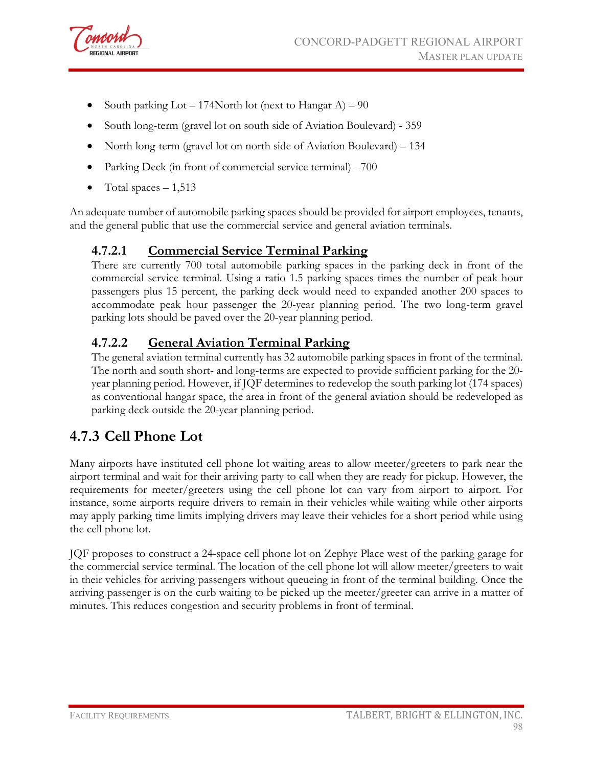- South parking Lot – 174North lot (next to Hangar A) – 90
- South long-term (gravel lot on south side of Aviation Boulevard) - 359
- North long-term (gravel lot on north side of Aviation Boulevard) – 134
- Parking Deck (in front of commercial service terminal) - 700
- Total spaces – 1,513

An adequate number of automobile parking spaces should be provided for airport employees, tenants, and the general public that use the commercial service and general aviation terminals.

### 4.7.2.1 Commercial Service Terminal Parking

There are currently 700 total automobile parking spaces in the parking deck in front of the commercial service terminal. Using a ratio 1.5 parking spaces times the number of peak hour passengers plus 15 percent, the parking deck would need to expanded another 200 spaces to accommodate peak hour passenger the 20-year planning period. The two long-term gravel parking lots should be paved over the 20-year planning period.

### 4.7.2.2 General Aviation Terminal Parking

The general aviation terminal currently has 32 automobile parking spaces in front of the terminal. The north and south short- and long-terms are expected to provide sufficient parking for the 20-year planning period. However, if JQF determines to redevelop the south parking lot (174 spaces) as conventional hangar space, the area in front of the general aviation should be redeveloped as parking deck outside the 20-year planning period.

## 4.7.3 Cell Phone Lot

Many airports have instituted cell phone lot waiting areas to allow meeter/greeters to park near the airport terminal and wait for their arriving party to call when they are ready for pickup. However, the requirements for meeter/greeters using the cell phone lot can vary from airport to airport. For instance, some airports require drivers to remain in their vehicles while waiting while other airports may apply parking time limits implying drivers may leave their vehicles for a short period while using the cell phone lot.

JQF proposes to construct a 24-space cell phone lot on Zephyr Place west of the parking garage for the commercial service terminal. The location of the cell phone lot will allow meeter/greeters to wait in their vehicles for arriving passengers without queueing in front of the terminal building. Once the arriving passenger is on the curb waiting to be picked up the meeter/greeter can arrive in a matter of minutes. This reduces congestion and security problems in front of terminal.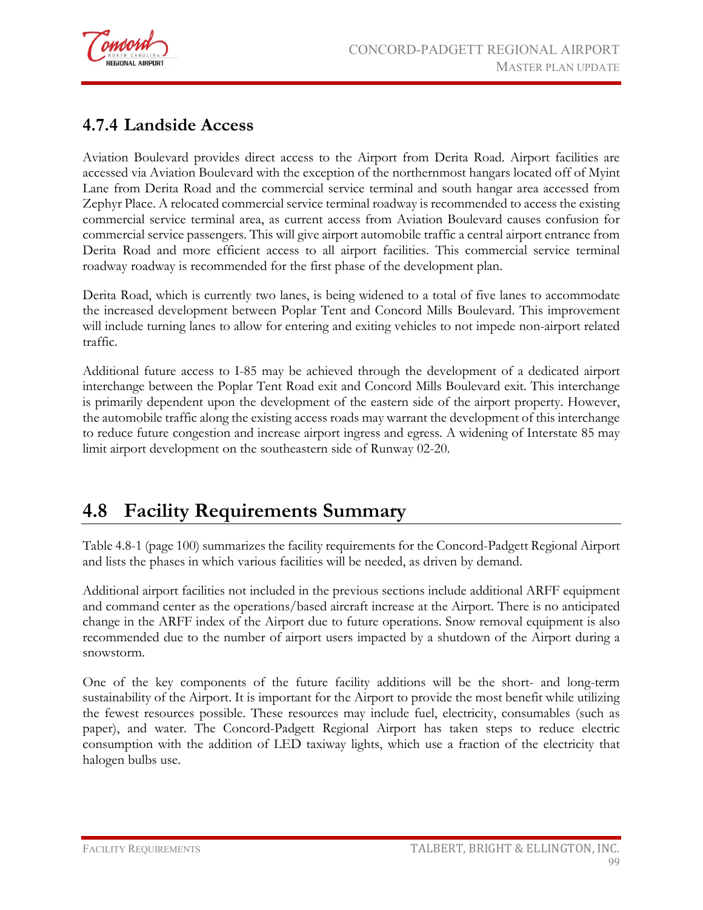### 4.7.4 Landside Access

Aviation Boulevard provides direct access to the Airport from Derita Road. Airport facilities are accessed via Aviation Boulevard with the exception of the northernmost hangars located off of Myint Lane from Derita Road and the commercial service terminal and south hangar area accessed from Zephyr Place. A relocated commercial service terminal roadway is recommended to access the existing commercial service terminal area, as current access from Aviation Boulevard causes confusion for commercial service passengers. This will give airport automobile traffic a central airport entrance from Derita Road and more efficient access to all airport facilities. This commercial service terminal roadway roadway is recommended for the first phase of the development plan.

Derita Road, which is currently two lanes, is being widened to a total of five lanes to accommodate the increased development between Poplar Tent and Concord Mills Boulevard. This improvement will include turning lanes to allow for entering and exiting vehicles to not impede non-airport related traffic.

Additional future access to I-85 may be achieved through the development of a dedicated airport interchange between the Poplar Tent Road exit and Concord Mills Boulevard exit. This interchange is primarily dependent upon the development of the eastern side of the airport property. However, the automobile traffic along the existing access roads may warrant the development of this interchange to reduce future congestion and increase airport ingress and egress. A widening of Interstate 85 may limit airport development on the southeastern side of Runway 02-20.

## 4.8 Facility Requirements Summary

Table 4.8-1 (page 100) summarizes the facility requirements for the Concord-Padgett Regional Airport and lists the phases in which various facilities will be needed, as driven by demand.

Additional airport facilities not included in the previous sections include additional ARFF equipment and command center as the operations/based aircraft increase at the Airport. There is no anticipated change in the ARFF index of the Airport due to future operations. Snow removal equipment is also recommended due to the number of airport users impacted by a shutdown of the Airport during a snowstorm.

One of the key components of the future facility additions will be the short- and long-term sustainability of the Airport. It is important for the Airport to provide the most benefit while utilizing the fewest resources possible. These resources may include fuel, electricity, consumables (such as paper), and water. The Concord-Padgett Regional Airport has taken steps to reduce electric consumption with the addition of LED taxiway lights, which use a fraction of the electricity that halogen bulbs use.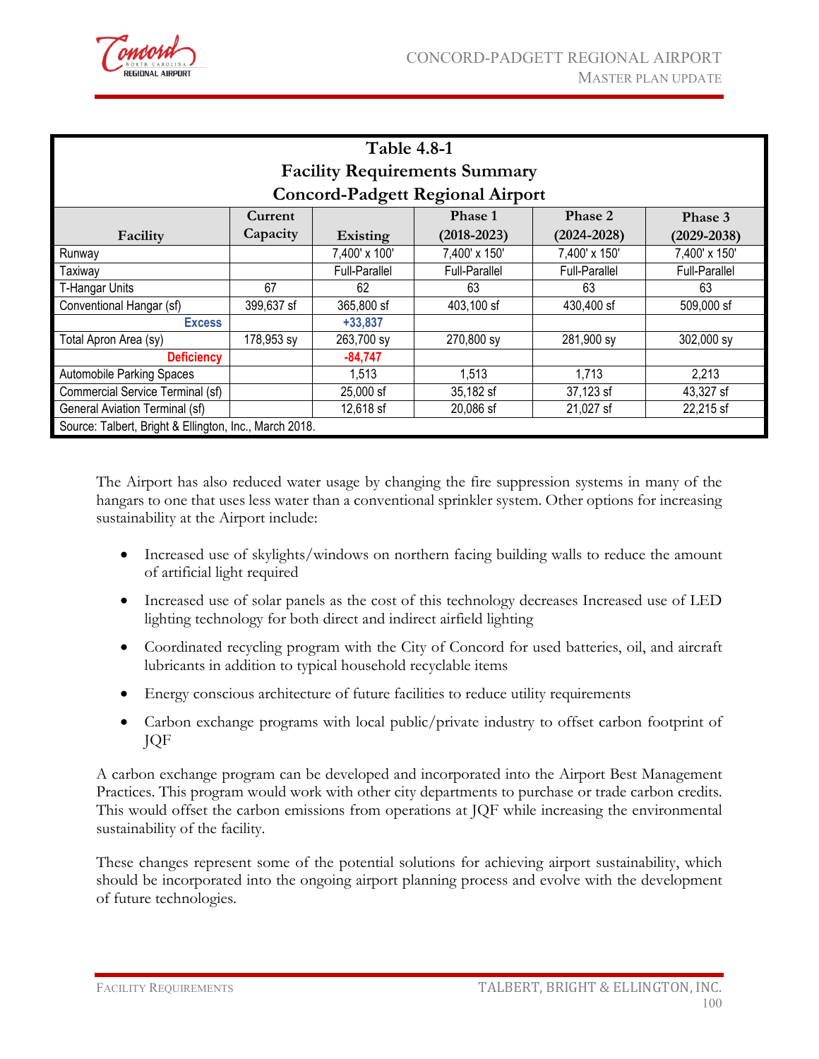**Table 4.8-1**
**Facility Requirements Summary**
**Concord-Padgett Regional Airport**

| Facility | Current Capacity | Existing | Phase 1 (2018-2023) | Phase 2 (2024-2028) | Phase 3 (2029-2038) |
|---|---|---|---|---|---|
| Runway | | 7,400' x 100' | 7,400' x 150' | 7,400' x 150' | 7,400' x 150' |
| Taxiway | | Full-Parallel | Full-Parallel | Full-Parallel | Full-Parallel |
| T-Hangar Units | 67 | 62 | 63 | 63 | 63 |
| Conventional Hangar (sf) | 399,637 sf | 365,800 sf | 403,100 sf | 430,400 sf | 509,000 sf |
| **Excess** | | **+33,837** | | | |
| Total Apron Area (sy) | 178,953 sy | 263,700 sy | 270,800 sy | 281,900 sy | 302,000 sy |
| **Deficiency** | | **-84,747** | | | |
| Automobile Parking Spaces | | 1,513 | 1,513 | 1,713 | 2,213 |
| Commercial Service Terminal (sf) | | 25,000 sf | 35,182 sf | 37,123 sf | 43,327 sf |
| General Aviation Terminal (sf) | | 12,618 sf | 20,086 sf | 21,027 sf | 22,215 sf |

Source: Talbert, Bright & Ellington, Inc., March 2018.

The Airport has also reduced water usage by changing the fire suppression systems in many of the hangars to one that uses less water than a conventional sprinkler system. Other options for increasing sustainability at the Airport include:

- Increased use of skylights/windows on northern facing building walls to reduce the amount of artificial light required
- Increased use of solar panels as the cost of this technology decreases Increased use of LED lighting technology for both direct and indirect airfield lighting
- Coordinated recycling program with the City of Concord for used batteries, oil, and aircraft lubricants in addition to typical household recyclable items
- Energy conscious architecture of future facilities to reduce utility requirements
- Carbon exchange programs with local public/private industry to offset carbon footprint of JQF

A carbon exchange program can be developed and incorporated into the Airport Best Management Practices. This program would work with other city departments to purchase or trade carbon credits. This would offset the carbon emissions from operations at JQF while increasing the environmental sustainability of the facility.

These changes represent some of the potential solutions for achieving airport sustainability, which should be incorporated into the ongoing airport planning process and evolve with the development of future technologies.